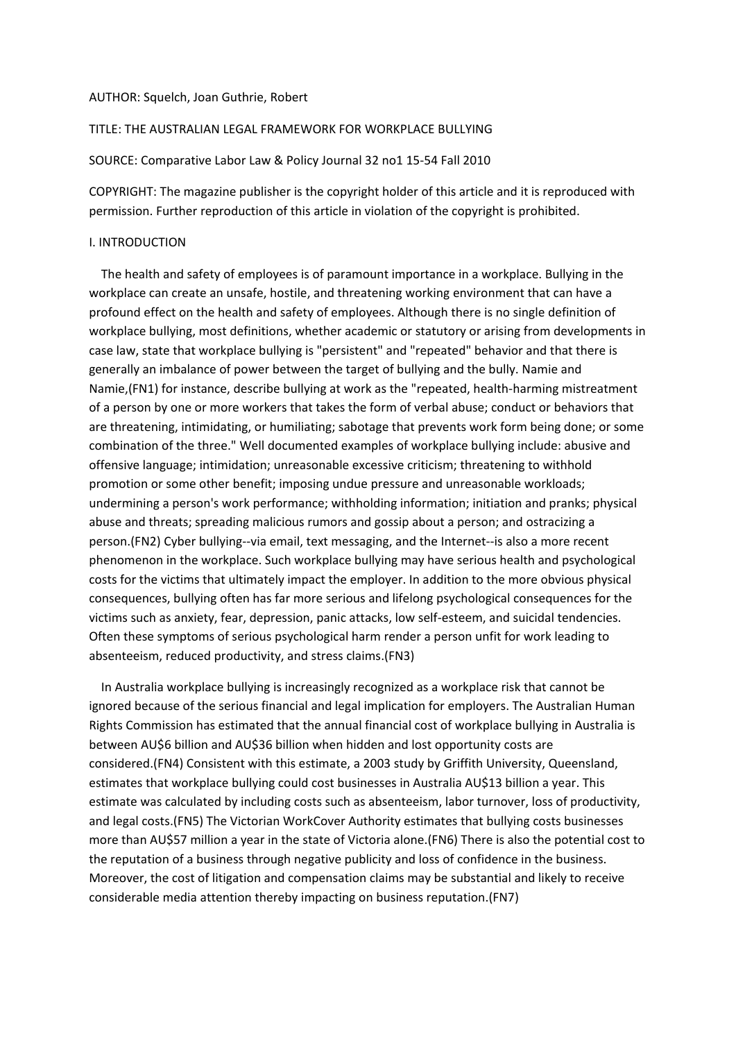AUTHOR: Squelch, Joan Guthrie, Robert

TITLE: THE AUSTRALIAN LEGAL FRAMEWORK FOR WORKPLACE BULLYING

SOURCE: Comparative Labor Law & Policy Journal 32 no1 15-54 Fall 2010

COPYRIGHT: The magazine publisher is the copyright holder of this article and it is reproduced with permission. Further reproduction of this article in violation of the copyright is prohibited.

## I. INTRODUCTION

The health and safety of employees is of paramount importance in a workplace. Bullying in the workplace can create an unsafe, hostile, and threatening working environment that can have a profound effect on the health and safety of employees. Although there is no single definition of workplace bullying, most definitions, whether academic or statutory or arising from developments in case law, state that workplace bullying is "persistent" and "repeated" behavior and that there is generally an imbalance of power between the target of bullying and the bully. Namie and Namie,(FN1) for instance, describe bullying at work as the "repeated, health-harming mistreatment of a person by one or more workers that takes the form of verbal abuse; conduct or behaviors that are threatening, intimidating, or humiliating; sabotage that prevents work form being done; or some combination of the three." Well documented examples of workplace bullying include: abusive and offensive language; intimidation; unreasonable excessive criticism; threatening to withhold promotion or some other benefit; imposing undue pressure and unreasonable workloads; undermining a person's work performance; withholding information; initiation and pranks; physical abuse and threats; spreading malicious rumors and gossip about a person; and ostracizing a person.(FN2) Cyber bullying--via email, text messaging, and the Internet--is also a more recent phenomenon in the workplace. Such workplace bullying may have serious health and psychological costs for the victims that ultimately impact the employer. In addition to the more obvious physical consequences, bullying often has far more serious and lifelong psychological consequences for the victims such as anxiety, fear, depression, panic attacks, low self-esteem, and suicidal tendencies. Often these symptoms of serious psychological harm render a person unfit for work leading to absenteeism, reduced productivity, and stress claims.(FN3)

In Australia workplace bullying is increasingly recognized as a workplace risk that cannot be ignored because of the serious financial and legal implication for employers. The Australian Human Rights Commission has estimated that the annual financial cost of workplace bullying in Australia is between AU$6 billion and AU$36 billion when hidden and lost opportunity costs are considered.(FN4) Consistent with this estimate, a 2003 study by Griffith University, Queensland, estimates that workplace bullying could cost businesses in Australia AU$13 billion a year. This estimate was calculated by including costs such as absenteeism, labor turnover, loss of productivity, and legal costs.(FN5) The Victorian WorkCover Authority estimates that bullying costs businesses more than AU$57 million a year in the state of Victoria alone.(FN6) There is also the potential cost to the reputation of a business through negative publicity and loss of confidence in the business. Moreover, the cost of litigation and compensation claims may be substantial and likely to receive considerable media attention thereby impacting on business reputation.(FN7)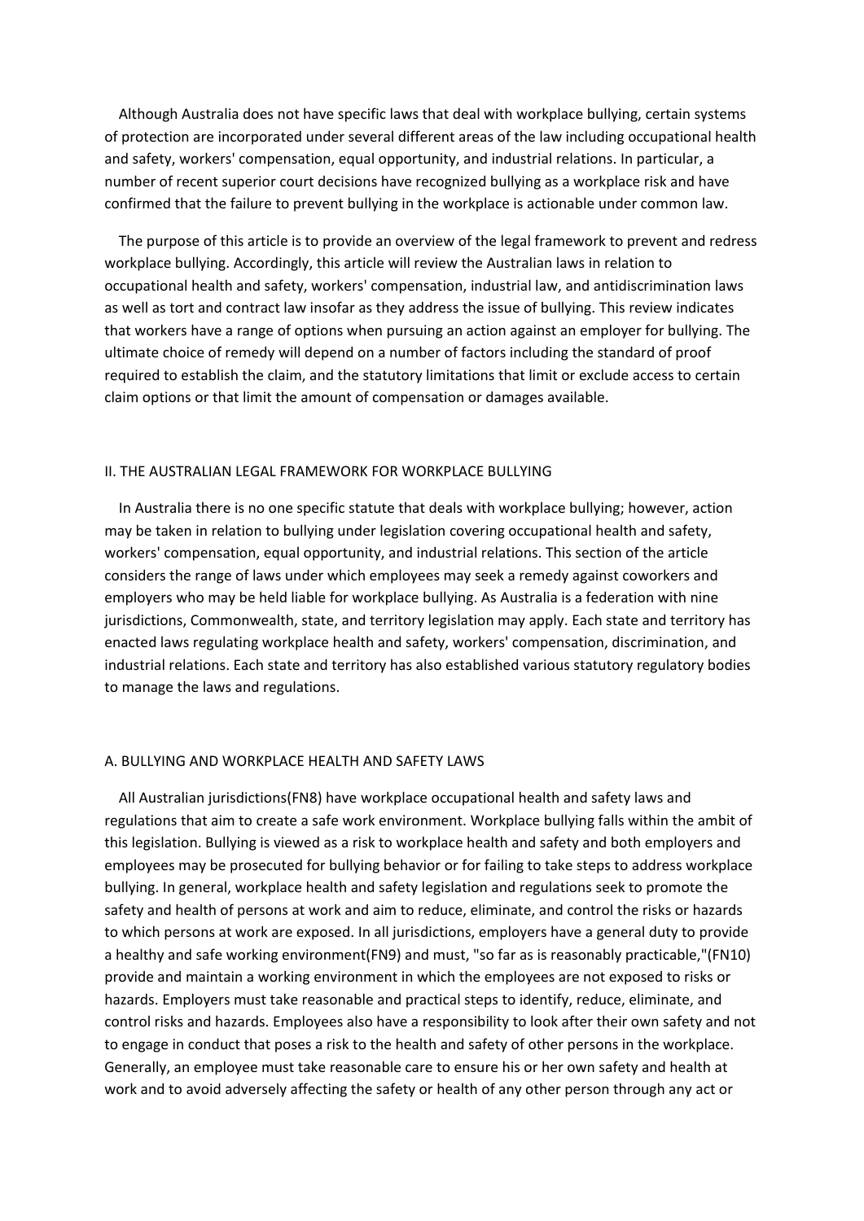Although Australia does not have specific laws that deal with workplace bullying, certain systems of protection are incorporated under several different areas of the law including occupational health and safety, workers' compensation, equal opportunity, and industrial relations. In particular, a number of recent superior court decisions have recognized bullying as a workplace risk and have confirmed that the failure to prevent bullying in the workplace is actionable under common law.

The purpose of this article is to provide an overview of the legal framework to prevent and redress workplace bullying. Accordingly, this article will review the Australian laws in relation to occupational health and safety, workers' compensation, industrial law, and antidiscrimination laws as well as tort and contract law insofar as they address the issue of bullying. This review indicates that workers have a range of options when pursuing an action against an employer for bullying. The ultimate choice of remedy will depend on a number of factors including the standard of proof required to establish the claim, and the statutory limitations that limit or exclude access to certain claim options or that limit the amount of compensation or damages available.

## II. THE AUSTRALIAN LEGAL FRAMEWORK FOR WORKPLACE BULLYING

In Australia there is no one specific statute that deals with workplace bullying; however, action may be taken in relation to bullying under legislation covering occupational health and safety, workers' compensation, equal opportunity, and industrial relations. This section of the article considers the range of laws under which employees may seek a remedy against coworkers and employers who may be held liable for workplace bullying. As Australia is a federation with nine jurisdictions, Commonwealth, state, and territory legislation may apply. Each state and territory has enacted laws regulating workplace health and safety, workers' compensation, discrimination, and industrial relations. Each state and territory has also established various statutory regulatory bodies to manage the laws and regulations.

### A. BULLYING AND WORKPLACE HEALTH AND SAFETY LAWS

All Australian jurisdictions(FN8) have workplace occupational health and safety laws and regulations that aim to create a safe work environment. Workplace bullying falls within the ambit of this legislation. Bullying is viewed as a risk to workplace health and safety and both employers and employees may be prosecuted for bullying behavior or for failing to take steps to address workplace bullying. In general, workplace health and safety legislation and regulations seek to promote the safety and health of persons at work and aim to reduce, eliminate, and control the risks or hazards to which persons at work are exposed. In all jurisdictions, employers have a general duty to provide a healthy and safe working environment(FN9) and must, "so far as is reasonably practicable,"(FN10) provide and maintain a working environment in which the employees are not exposed to risks or hazards. Employers must take reasonable and practical steps to identify, reduce, eliminate, and control risks and hazards. Employees also have a responsibility to look after their own safety and not to engage in conduct that poses a risk to the health and safety of other persons in the workplace. Generally, an employee must take reasonable care to ensure his or her own safety and health at work and to avoid adversely affecting the safety or health of any other person through any act or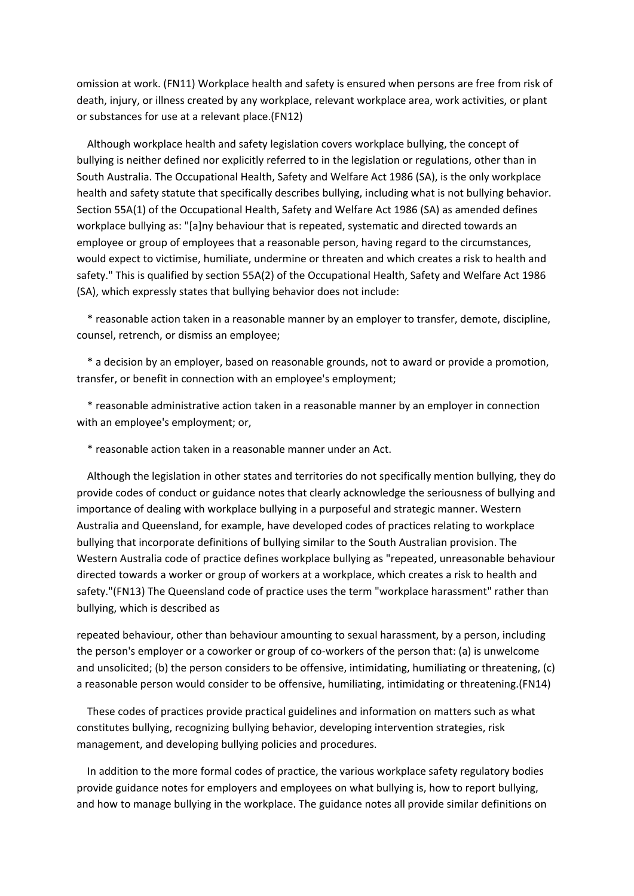omission at work. (FN11) Workplace health and safety is ensured when persons are free from risk of death, injury, or illness created by any workplace, relevant workplace area, work activities, or plant or substances for use at a relevant place.(FN12)

Although workplace health and safety legislation covers workplace bullying, the concept of bullying is neither defined nor explicitly referred to in the legislation or regulations, other than in South Australia. The Occupational Health, Safety and Welfare Act 1986 (SA), is the only workplace health and safety statute that specifically describes bullying, including what is not bullying behavior. Section 55A(1) of the Occupational Health, Safety and Welfare Act 1986 (SA) as amended defines workplace bullying as: "[a]ny behaviour that is repeated, systematic and directed towards an employee or group of employees that a reasonable person, having regard to the circumstances, would expect to victimise, humiliate, undermine or threaten and which creates a risk to health and safety." This is qualified by section 55A(2) of the Occupational Health, Safety and Welfare Act 1986 (SA), which expressly states that bullying behavior does not include:

* reasonable action taken in a reasonable manner by an employer to transfer, demote, discipline, counsel, retrench, or dismiss an employee;
* a decision by an employer, based on reasonable grounds, not to award or provide a promotion, transfer, or benefit in connection with an employee's employment;
* reasonable administrative action taken in a reasonable manner by an employer in connection with an employee's employment; or,
* reasonable action taken in a reasonable manner under an Act.

Although the legislation in other states and territories do not specifically mention bullying, they do provide codes of conduct or guidance notes that clearly acknowledge the seriousness of bullying and importance of dealing with workplace bullying in a purposeful and strategic manner. Western Australia and Queensland, for example, have developed codes of practices relating to workplace bullying that incorporate definitions of bullying similar to the South Australian provision. The Western Australia code of practice defines workplace bullying as "repeated, unreasonable behaviour directed towards a worker or group of workers at a workplace, which creates a risk to health and safety."(FN13) The Queensland code of practice uses the term "workplace harassment" rather than bullying, which is described as

repeated behaviour, other than behaviour amounting to sexual harassment, by a person, including the person's employer or a coworker or group of co-workers of the person that: (a) is unwelcome and unsolicited; (b) the person considers to be offensive, intimidating, humiliating or threatening, (c) a reasonable person would consider to be offensive, humiliating, intimidating or threatening.(FN14)

These codes of practices provide practical guidelines and information on matters such as what constitutes bullying, recognizing bullying behavior, developing intervention strategies, risk management, and developing bullying policies and procedures.

In addition to the more formal codes of practice, the various workplace safety regulatory bodies provide guidance notes for employers and employees on what bullying is, how to report bullying, and how to manage bullying in the workplace. The guidance notes all provide similar definitions on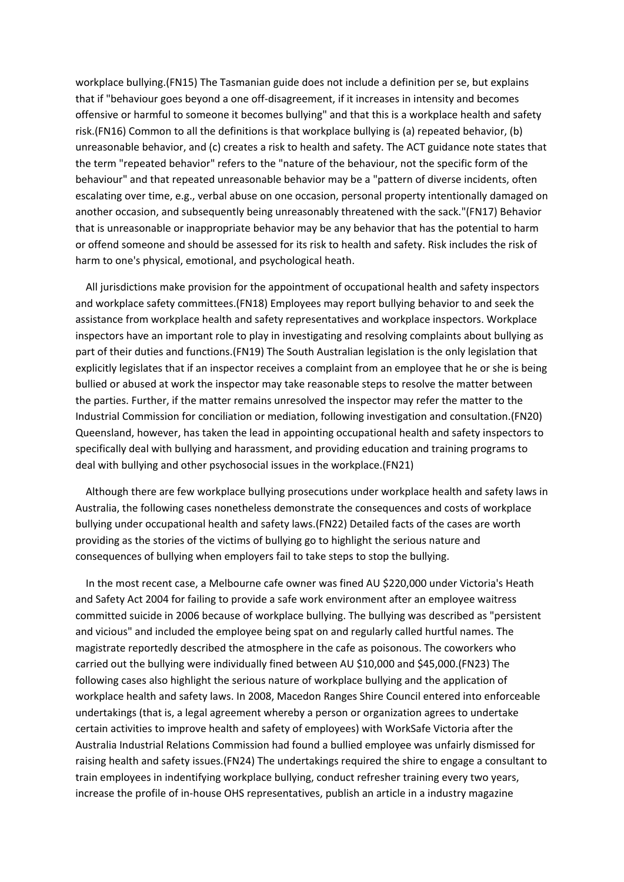workplace bullying.(FN15) The Tasmanian guide does not include a definition per se, but explains that if "behaviour goes beyond a one off-disagreement, if it increases in intensity and becomes offensive or harmful to someone it becomes bullying" and that this is a workplace health and safety risk.(FN16) Common to all the definitions is that workplace bullying is (a) repeated behavior, (b) unreasonable behavior, and (c) creates a risk to health and safety. The ACT guidance note states that the term "repeated behavior" refers to the "nature of the behaviour, not the specific form of the behaviour" and that repeated unreasonable behavior may be a "pattern of diverse incidents, often escalating over time, e.g., verbal abuse on one occasion, personal property intentionally damaged on another occasion, and subsequently being unreasonably threatened with the sack."(FN17) Behavior that is unreasonable or inappropriate behavior may be any behavior that has the potential to harm or offend someone and should be assessed for its risk to health and safety. Risk includes the risk of harm to one's physical, emotional, and psychological heath.

All jurisdictions make provision for the appointment of occupational health and safety inspectors and workplace safety committees.(FN18) Employees may report bullying behavior to and seek the assistance from workplace health and safety representatives and workplace inspectors. Workplace inspectors have an important role to play in investigating and resolving complaints about bullying as part of their duties and functions.(FN19) The South Australian legislation is the only legislation that explicitly legislates that if an inspector receives a complaint from an employee that he or she is being bullied or abused at work the inspector may take reasonable steps to resolve the matter between the parties. Further, if the matter remains unresolved the inspector may refer the matter to the Industrial Commission for conciliation or mediation, following investigation and consultation.(FN20) Queensland, however, has taken the lead in appointing occupational health and safety inspectors to specifically deal with bullying and harassment, and providing education and training programs to deal with bullying and other psychosocial issues in the workplace.(FN21)

Although there are few workplace bullying prosecutions under workplace health and safety laws in Australia, the following cases nonetheless demonstrate the consequences and costs of workplace bullying under occupational health and safety laws.(FN22) Detailed facts of the cases are worth providing as the stories of the victims of bullying go to highlight the serious nature and consequences of bullying when employers fail to take steps to stop the bullying.

In the most recent case, a Melbourne cafe owner was fined AU $220,000 under Victoria's Heath and Safety Act 2004 for failing to provide a safe work environment after an employee waitress committed suicide in 2006 because of workplace bullying. The bullying was described as "persistent and vicious" and included the employee being spat on and regularly called hurtful names. The magistrate reportedly described the atmosphere in the cafe as poisonous. The coworkers who carried out the bullying were individually fined between AU $10,000 and $45,000.(FN23) The following cases also highlight the serious nature of workplace bullying and the application of workplace health and safety laws. In 2008, Macedon Ranges Shire Council entered into enforceable undertakings (that is, a legal agreement whereby a person or organization agrees to undertake certain activities to improve health and safety of employees) with WorkSafe Victoria after the Australia Industrial Relations Commission had found a bullied employee was unfairly dismissed for raising health and safety issues.(FN24) The undertakings required the shire to engage a consultant to train employees in indentifying workplace bullying, conduct refresher training every two years, increase the profile of in-house OHS representatives, publish an article in a industry magazine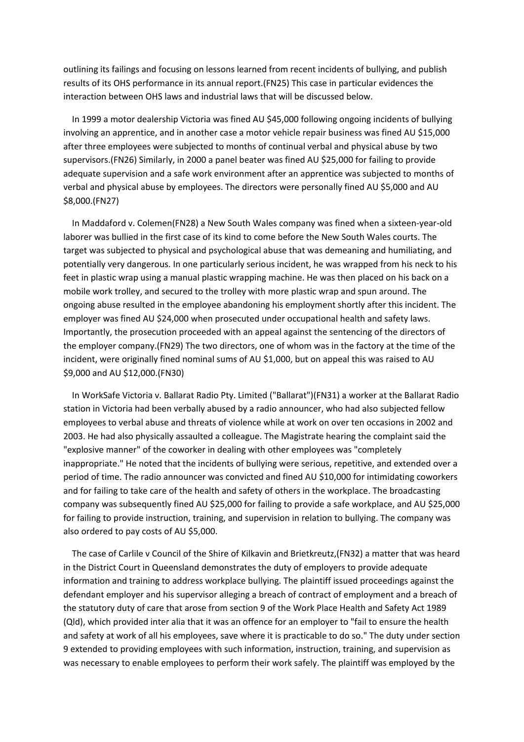outlining its failings and focusing on lessons learned from recent incidents of bullying, and publish results of its OHS performance in its annual report.(FN25) This case in particular evidences the interaction between OHS laws and industrial laws that will be discussed below.

In 1999 a motor dealership Victoria was fined AU $45,000 following ongoing incidents of bullying involving an apprentice, and in another case a motor vehicle repair business was fined AU $15,000 after three employees were subjected to months of continual verbal and physical abuse by two supervisors.(FN26) Similarly, in 2000 a panel beater was fined AU $25,000 for failing to provide adequate supervision and a safe work environment after an apprentice was subjected to months of verbal and physical abuse by employees. The directors were personally fined AU $5,000 and AU $8,000.(FN27)

In Maddaford v. Colemen(FN28) a New South Wales company was fined when a sixteen-year-old laborer was bullied in the first case of its kind to come before the New South Wales courts. The target was subjected to physical and psychological abuse that was demeaning and humiliating, and potentially very dangerous. In one particularly serious incident, he was wrapped from his neck to his feet in plastic wrap using a manual plastic wrapping machine. He was then placed on his back on a mobile work trolley, and secured to the trolley with more plastic wrap and spun around. The ongoing abuse resulted in the employee abandoning his employment shortly after this incident. The employer was fined AU $24,000 when prosecuted under occupational health and safety laws. Importantly, the prosecution proceeded with an appeal against the sentencing of the directors of the employer company.(FN29) The two directors, one of whom was in the factory at the time of the incident, were originally fined nominal sums of AU $1,000, but on appeal this was raised to AU $9,000 and AU $12,000.(FN30)

In WorkSafe Victoria v. Ballarat Radio Pty. Limited ("Ballarat")(FN31) a worker at the Ballarat Radio station in Victoria had been verbally abused by a radio announcer, who had also subjected fellow employees to verbal abuse and threats of violence while at work on over ten occasions in 2002 and 2003. He had also physically assaulted a colleague. The Magistrate hearing the complaint said the "explosive manner" of the coworker in dealing with other employees was "completely inappropriate." He noted that the incidents of bullying were serious, repetitive, and extended over a period of time. The radio announcer was convicted and fined AU $10,000 for intimidating coworkers and for failing to take care of the health and safety of others in the workplace. The broadcasting company was subsequently fined AU $25,000 for failing to provide a safe workplace, and AU $25,000 for failing to provide instruction, training, and supervision in relation to bullying. The company was also ordered to pay costs of AU $5,000.

The case of Carlile v Council of the Shire of Kilkavin and Brietkreutz,(FN32) a matter that was heard in the District Court in Queensland demonstrates the duty of employers to provide adequate information and training to address workplace bullying. The plaintiff issued proceedings against the defendant employer and his supervisor alleging a breach of contract of employment and a breach of the statutory duty of care that arose from section 9 of the Work Place Health and Safety Act 1989 (Qld), which provided inter alia that it was an offence for an employer to "fail to ensure the health and safety at work of all his employees, save where it is practicable to do so." The duty under section 9 extended to providing employees with such information, instruction, training, and supervision as was necessary to enable employees to perform their work safely. The plaintiff was employed by the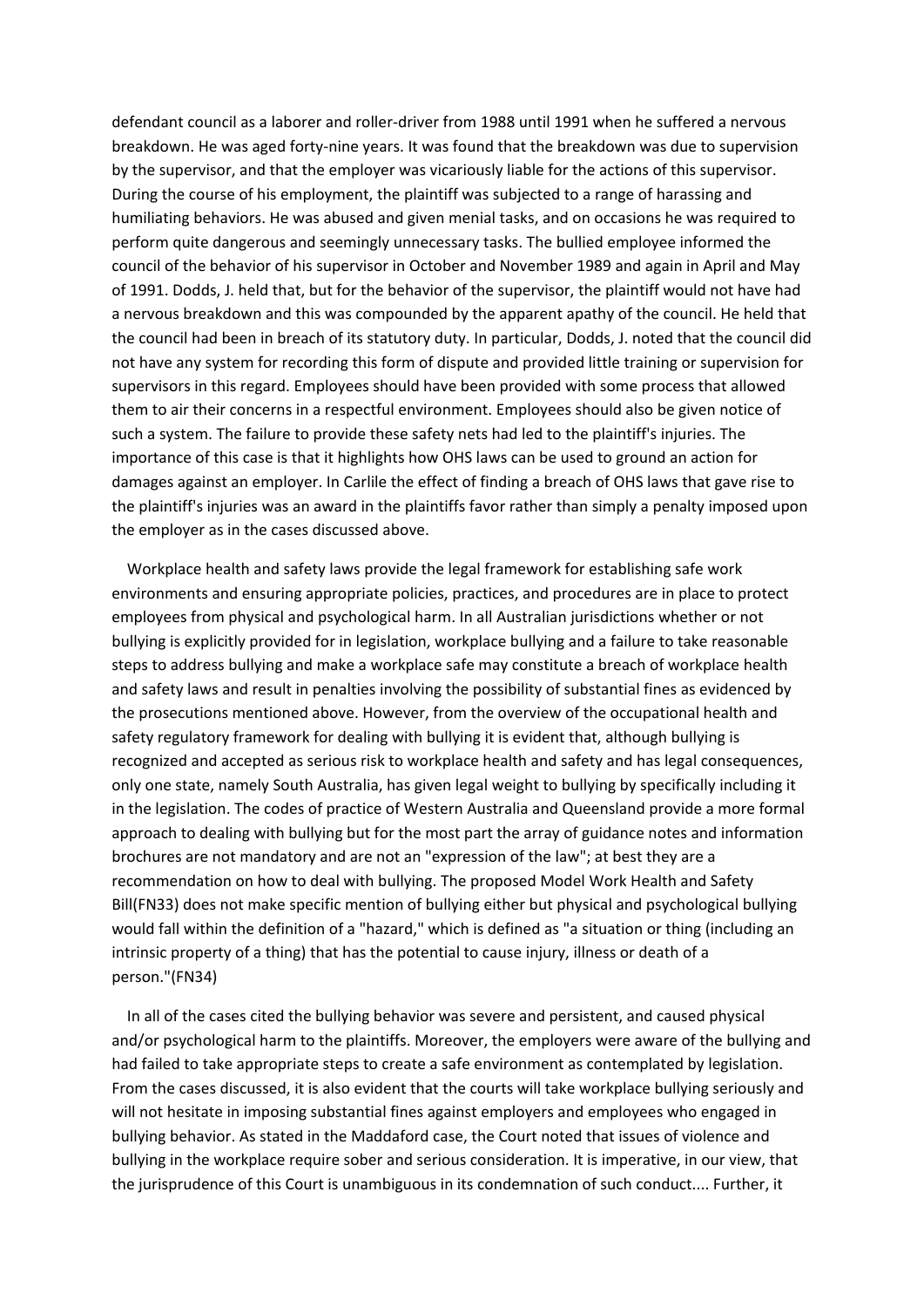defendant council as a laborer and roller-driver from 1988 until 1991 when he suffered a nervous breakdown. He was aged forty-nine years. It was found that the breakdown was due to supervision by the supervisor, and that the employer was vicariously liable for the actions of this supervisor. During the course of his employment, the plaintiff was subjected to a range of harassing and humiliating behaviors. He was abused and given menial tasks, and on occasions he was required to perform quite dangerous and seemingly unnecessary tasks. The bullied employee informed the council of the behavior of his supervisor in October and November 1989 and again in April and May of 1991. Dodds, J. held that, but for the behavior of the supervisor, the plaintiff would not have had a nervous breakdown and this was compounded by the apparent apathy of the council. He held that the council had been in breach of its statutory duty. In particular, Dodds, J. noted that the council did not have any system for recording this form of dispute and provided little training or supervision for supervisors in this regard. Employees should have been provided with some process that allowed them to air their concerns in a respectful environment. Employees should also be given notice of such a system. The failure to provide these safety nets had led to the plaintiff's injuries. The importance of this case is that it highlights how OHS laws can be used to ground an action for damages against an employer. In Carlile the effect of finding a breach of OHS laws that gave rise to the plaintiff's injuries was an award in the plaintiffs favor rather than simply a penalty imposed upon the employer as in the cases discussed above.

Workplace health and safety laws provide the legal framework for establishing safe work environments and ensuring appropriate policies, practices, and procedures are in place to protect employees from physical and psychological harm. In all Australian jurisdictions whether or not bullying is explicitly provided for in legislation, workplace bullying and a failure to take reasonable steps to address bullying and make a workplace safe may constitute a breach of workplace health and safety laws and result in penalties involving the possibility of substantial fines as evidenced by the prosecutions mentioned above. However, from the overview of the occupational health and safety regulatory framework for dealing with bullying it is evident that, although bullying is recognized and accepted as serious risk to workplace health and safety and has legal consequences, only one state, namely South Australia, has given legal weight to bullying by specifically including it in the legislation. The codes of practice of Western Australia and Queensland provide a more formal approach to dealing with bullying but for the most part the array of guidance notes and information brochures are not mandatory and are not an "expression of the law"; at best they are a recommendation on how to deal with bullying. The proposed Model Work Health and Safety Bill(FN33) does not make specific mention of bullying either but physical and psychological bullying would fall within the definition of a "hazard," which is defined as "a situation or thing (including an intrinsic property of a thing) that has the potential to cause injury, illness or death of a person."(FN34)

In all of the cases cited the bullying behavior was severe and persistent, and caused physical and/or psychological harm to the plaintiffs. Moreover, the employers were aware of the bullying and had failed to take appropriate steps to create a safe environment as contemplated by legislation. From the cases discussed, it is also evident that the courts will take workplace bullying seriously and will not hesitate in imposing substantial fines against employers and employees who engaged in bullying behavior. As stated in the Maddaford case, the Court noted that issues of violence and bullying in the workplace require sober and serious consideration. It is imperative, in our view, that the jurisprudence of this Court is unambiguous in its condemnation of such conduct.... Further, it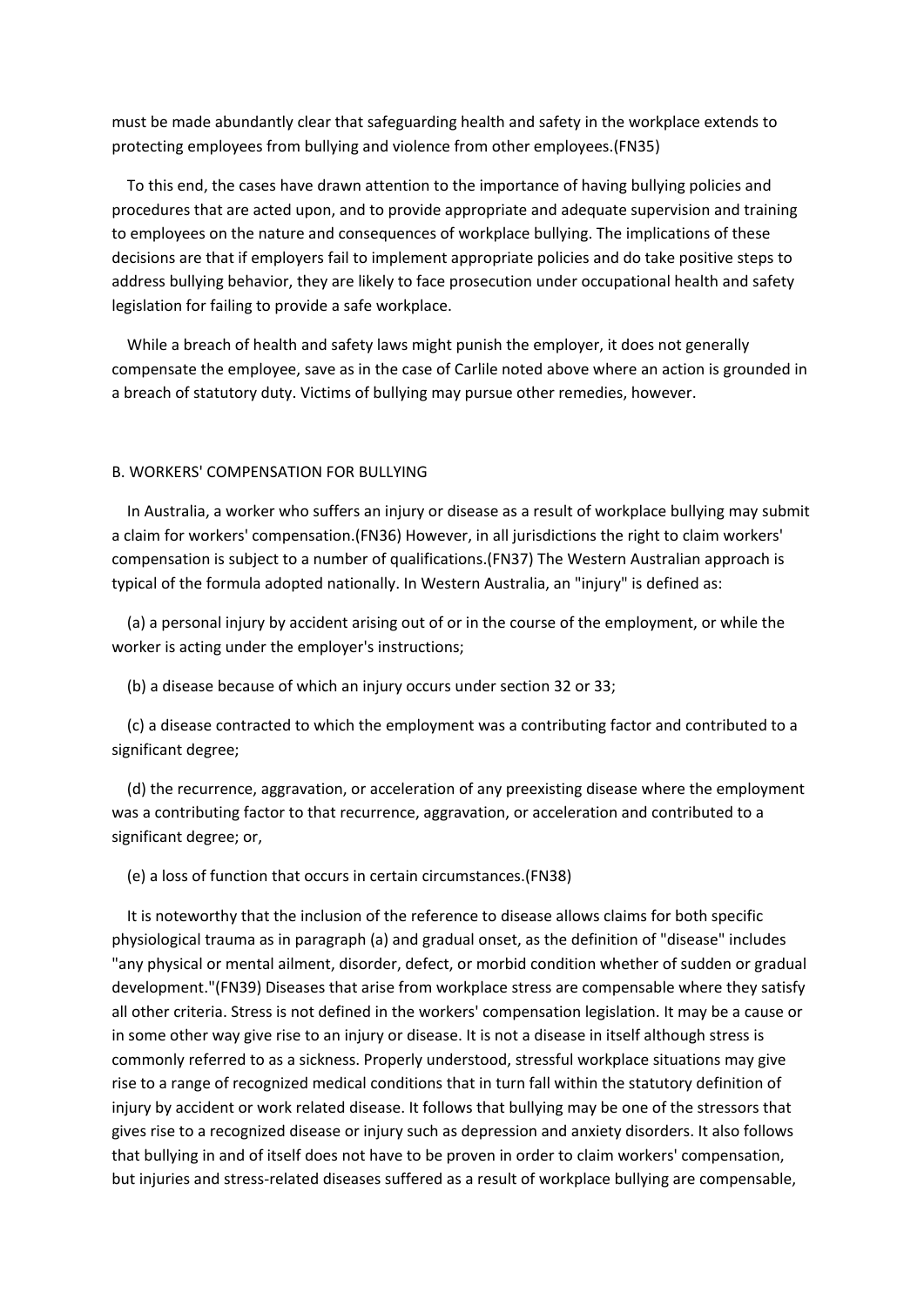must be made abundantly clear that safeguarding health and safety in the workplace extends to protecting employees from bullying and violence from other employees.(FN35)

To this end, the cases have drawn attention to the importance of having bullying policies and procedures that are acted upon, and to provide appropriate and adequate supervision and training to employees on the nature and consequences of workplace bullying. The implications of these decisions are that if employers fail to implement appropriate policies and do take positive steps to address bullying behavior, they are likely to face prosecution under occupational health and safety legislation for failing to provide a safe workplace.

While a breach of health and safety laws might punish the employer, it does not generally compensate the employee, save as in the case of Carlile noted above where an action is grounded in a breach of statutory duty. Victims of bullying may pursue other remedies, however.

## B. WORKERS' COMPENSATION FOR BULLYING

In Australia, a worker who suffers an injury or disease as a result of workplace bullying may submit a claim for workers' compensation.(FN36) However, in all jurisdictions the right to claim workers' compensation is subject to a number of qualifications.(FN37) The Western Australian approach is typical of the formula adopted nationally. In Western Australia, an "injury" is defined as:

(a) a personal injury by accident arising out of or in the course of the employment, or while the worker is acting under the employer's instructions;

(b) a disease because of which an injury occurs under section 32 or 33;

(c) a disease contracted to which the employment was a contributing factor and contributed to a significant degree;

(d) the recurrence, aggravation, or acceleration of any preexisting disease where the employment was a contributing factor to that recurrence, aggravation, or acceleration and contributed to a significant degree; or,

(e) a loss of function that occurs in certain circumstances.(FN38)

It is noteworthy that the inclusion of the reference to disease allows claims for both specific physiological trauma as in paragraph (a) and gradual onset, as the definition of "disease" includes "any physical or mental ailment, disorder, defect, or morbid condition whether of sudden or gradual development."(FN39) Diseases that arise from workplace stress are compensable where they satisfy all other criteria. Stress is not defined in the workers' compensation legislation. It may be a cause or in some other way give rise to an injury or disease. It is not a disease in itself although stress is commonly referred to as a sickness. Properly understood, stressful workplace situations may give rise to a range of recognized medical conditions that in turn fall within the statutory definition of injury by accident or work related disease. It follows that bullying may be one of the stressors that gives rise to a recognized disease or injury such as depression and anxiety disorders. It also follows that bullying in and of itself does not have to be proven in order to claim workers' compensation, but injuries and stress-related diseases suffered as a result of workplace bullying are compensable,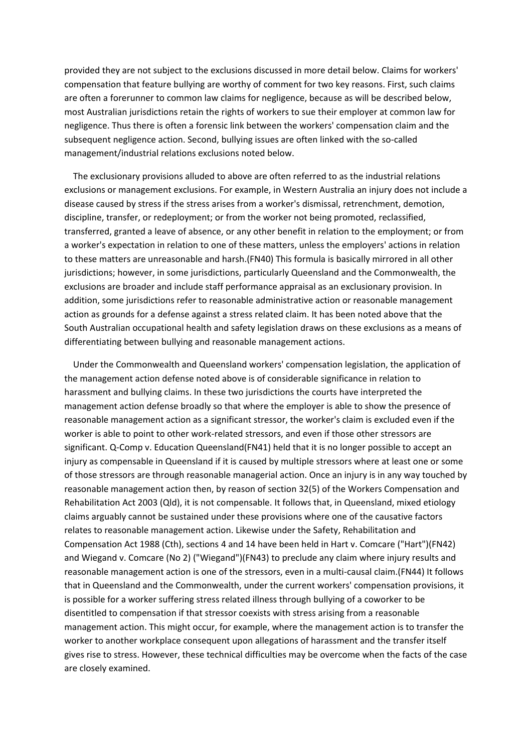provided they are not subject to the exclusions discussed in more detail below. Claims for workers' compensation that feature bullying are worthy of comment for two key reasons. First, such claims are often a forerunner to common law claims for negligence, because as will be described below, most Australian jurisdictions retain the rights of workers to sue their employer at common law for negligence. Thus there is often a forensic link between the workers' compensation claim and the subsequent negligence action. Second, bullying issues are often linked with the so-called management/industrial relations exclusions noted below.

The exclusionary provisions alluded to above are often referred to as the industrial relations exclusions or management exclusions. For example, in Western Australia an injury does not include a disease caused by stress if the stress arises from a worker's dismissal, retrenchment, demotion, discipline, transfer, or redeployment; or from the worker not being promoted, reclassified, transferred, granted a leave of absence, or any other benefit in relation to the employment; or from a worker's expectation in relation to one of these matters, unless the employers' actions in relation to these matters are unreasonable and harsh.(FN40) This formula is basically mirrored in all other jurisdictions; however, in some jurisdictions, particularly Queensland and the Commonwealth, the exclusions are broader and include staff performance appraisal as an exclusionary provision. In addition, some jurisdictions refer to reasonable administrative action or reasonable management action as grounds for a defense against a stress related claim. It has been noted above that the South Australian occupational health and safety legislation draws on these exclusions as a means of differentiating between bullying and reasonable management actions.

Under the Commonwealth and Queensland workers' compensation legislation, the application of the management action defense noted above is of considerable significance in relation to harassment and bullying claims. In these two jurisdictions the courts have interpreted the management action defense broadly so that where the employer is able to show the presence of reasonable management action as a significant stressor, the worker's claim is excluded even if the worker is able to point to other work-related stressors, and even if those other stressors are significant. Q-Comp v. Education Queensland(FN41) held that it is no longer possible to accept an injury as compensable in Queensland if it is caused by multiple stressors where at least one or some of those stressors are through reasonable managerial action. Once an injury is in any way touched by reasonable management action then, by reason of section 32(5) of the Workers Compensation and Rehabilitation Act 2003 (Qld), it is not compensable. It follows that, in Queensland, mixed etiology claims arguably cannot be sustained under these provisions where one of the causative factors relates to reasonable management action. Likewise under the Safety, Rehabilitation and Compensation Act 1988 (Cth), sections 4 and 14 have been held in Hart v. Comcare ("Hart")(FN42) and Wiegand v. Comcare (No 2) ("Wiegand")(FN43) to preclude any claim where injury results and reasonable management action is one of the stressors, even in a multi-causal claim.(FN44) It follows that in Queensland and the Commonwealth, under the current workers' compensation provisions, it is possible for a worker suffering stress related illness through bullying of a coworker to be disentitled to compensation if that stressor coexists with stress arising from a reasonable management action. This might occur, for example, where the management action is to transfer the worker to another workplace consequent upon allegations of harassment and the transfer itself gives rise to stress. However, these technical difficulties may be overcome when the facts of the case are closely examined.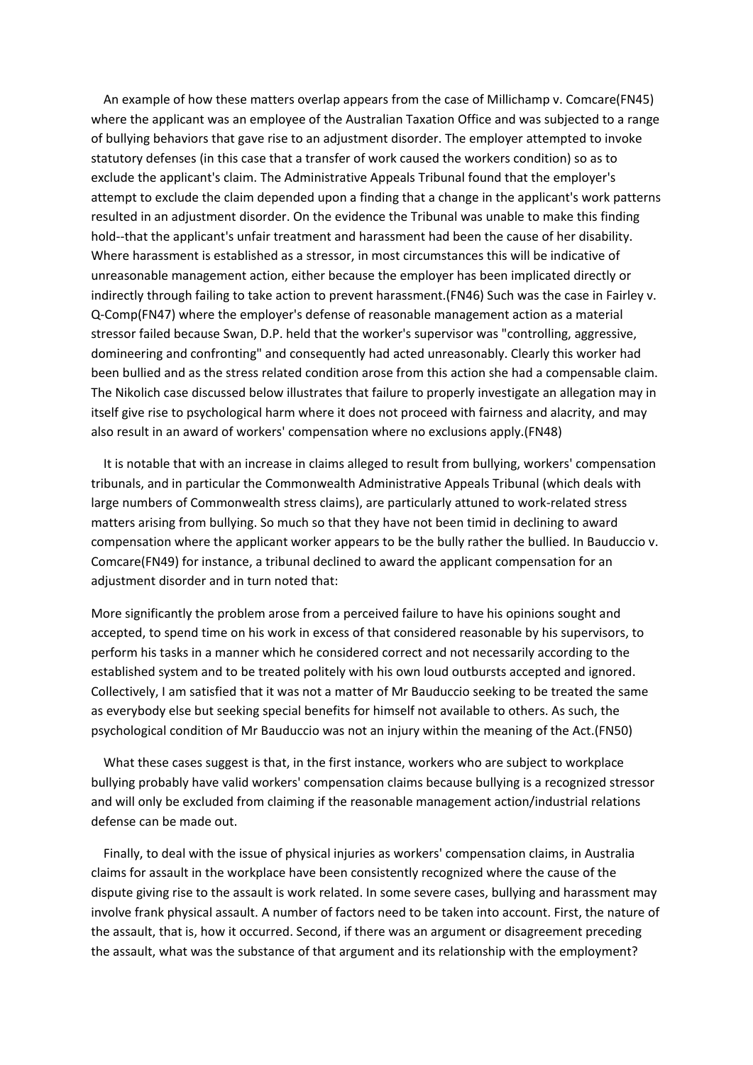An example of how these matters overlap appears from the case of Millichamp v. Comcare(FN45) where the applicant was an employee of the Australian Taxation Office and was subjected to a range of bullying behaviors that gave rise to an adjustment disorder. The employer attempted to invoke statutory defenses (in this case that a transfer of work caused the workers condition) so as to exclude the applicant's claim. The Administrative Appeals Tribunal found that the employer's attempt to exclude the claim depended upon a finding that a change in the applicant's work patterns resulted in an adjustment disorder. On the evidence the Tribunal was unable to make this finding hold--that the applicant's unfair treatment and harassment had been the cause of her disability. Where harassment is established as a stressor, in most circumstances this will be indicative of unreasonable management action, either because the employer has been implicated directly or indirectly through failing to take action to prevent harassment.(FN46) Such was the case in Fairley v. Q-Comp(FN47) where the employer's defense of reasonable management action as a material stressor failed because Swan, D.P. held that the worker's supervisor was "controlling, aggressive, domineering and confronting" and consequently had acted unreasonably. Clearly this worker had been bullied and as the stress related condition arose from this action she had a compensable claim. The Nikolich case discussed below illustrates that failure to properly investigate an allegation may in itself give rise to psychological harm where it does not proceed with fairness and alacrity, and may also result in an award of workers' compensation where no exclusions apply.(FN48)

It is notable that with an increase in claims alleged to result from bullying, workers' compensation tribunals, and in particular the Commonwealth Administrative Appeals Tribunal (which deals with large numbers of Commonwealth stress claims), are particularly attuned to work-related stress matters arising from bullying. So much so that they have not been timid in declining to award compensation where the applicant worker appears to be the bully rather the bullied. In Bauduccio v. Comcare(FN49) for instance, a tribunal declined to award the applicant compensation for an adjustment disorder and in turn noted that:

More significantly the problem arose from a perceived failure to have his opinions sought and accepted, to spend time on his work in excess of that considered reasonable by his supervisors, to perform his tasks in a manner which he considered correct and not necessarily according to the established system and to be treated politely with his own loud outbursts accepted and ignored. Collectively, I am satisfied that it was not a matter of Mr Bauduccio seeking to be treated the same as everybody else but seeking special benefits for himself not available to others. As such, the psychological condition of Mr Bauduccio was not an injury within the meaning of the Act.(FN50)

What these cases suggest is that, in the first instance, workers who are subject to workplace bullying probably have valid workers' compensation claims because bullying is a recognized stressor and will only be excluded from claiming if the reasonable management action/industrial relations defense can be made out.

Finally, to deal with the issue of physical injuries as workers' compensation claims, in Australia claims for assault in the workplace have been consistently recognized where the cause of the dispute giving rise to the assault is work related. In some severe cases, bullying and harassment may involve frank physical assault. A number of factors need to be taken into account. First, the nature of the assault, that is, how it occurred. Second, if there was an argument or disagreement preceding the assault, what was the substance of that argument and its relationship with the employment?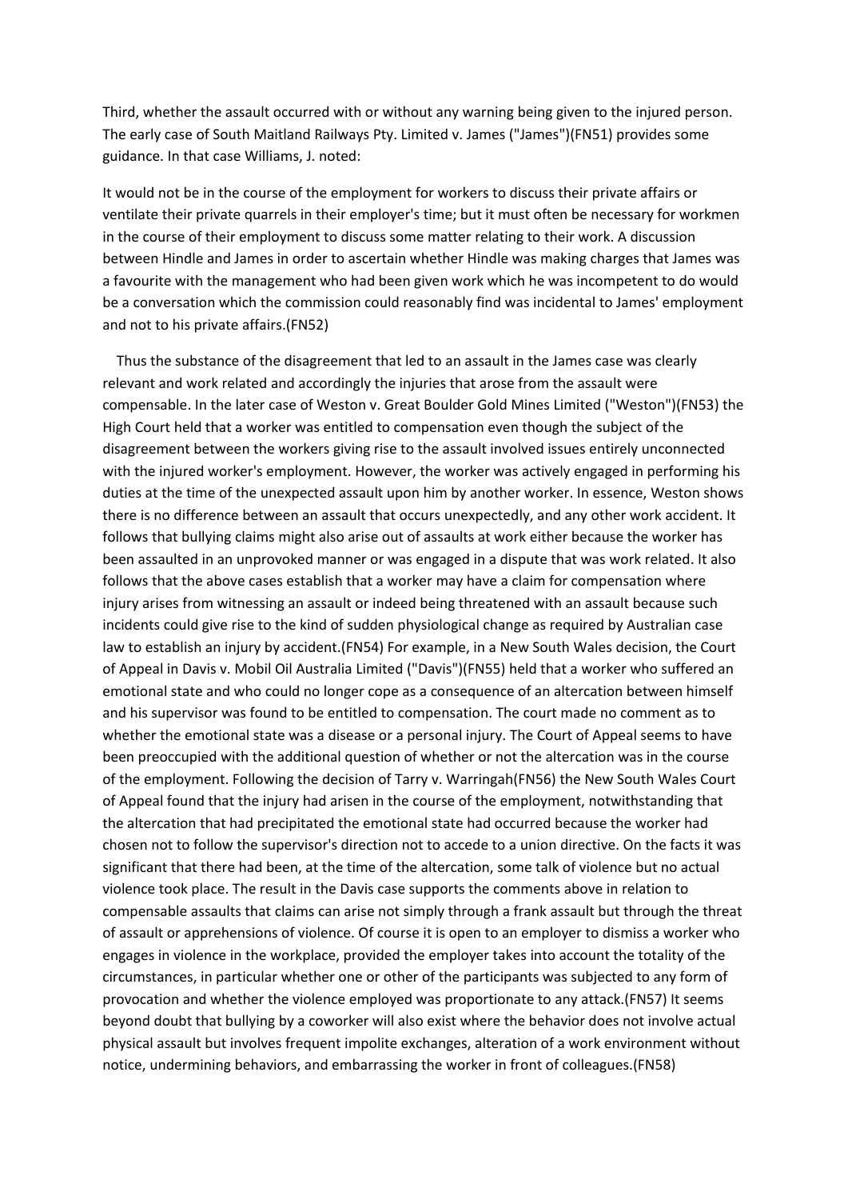Third, whether the assault occurred with or without any warning being given to the injured person. The early case of South Maitland Railways Pty. Limited v. James ("James")(FN51) provides some guidance. In that case Williams, J. noted:

It would not be in the course of the employment for workers to discuss their private affairs or ventilate their private quarrels in their employer's time; but it must often be necessary for workmen in the course of their employment to discuss some matter relating to their work. A discussion between Hindle and James in order to ascertain whether Hindle was making charges that James was a favourite with the management who had been given work which he was incompetent to do would be a conversation which the commission could reasonably find was incidental to James' employment and not to his private affairs.(FN52)

Thus the substance of the disagreement that led to an assault in the James case was clearly relevant and work related and accordingly the injuries that arose from the assault were compensable. In the later case of Weston v. Great Boulder Gold Mines Limited ("Weston")(FN53) the High Court held that a worker was entitled to compensation even though the subject of the disagreement between the workers giving rise to the assault involved issues entirely unconnected with the injured worker's employment. However, the worker was actively engaged in performing his duties at the time of the unexpected assault upon him by another worker. In essence, Weston shows there is no difference between an assault that occurs unexpectedly, and any other work accident. It follows that bullying claims might also arise out of assaults at work either because the worker has been assaulted in an unprovoked manner or was engaged in a dispute that was work related. It also follows that the above cases establish that a worker may have a claim for compensation where injury arises from witnessing an assault or indeed being threatened with an assault because such incidents could give rise to the kind of sudden physiological change as required by Australian case law to establish an injury by accident.(FN54) For example, in a New South Wales decision, the Court of Appeal in Davis v. Mobil Oil Australia Limited ("Davis")(FN55) held that a worker who suffered an emotional state and who could no longer cope as a consequence of an altercation between himself and his supervisor was found to be entitled to compensation. The court made no comment as to whether the emotional state was a disease or a personal injury. The Court of Appeal seems to have been preoccupied with the additional question of whether or not the altercation was in the course of the employment. Following the decision of Tarry v. Warringah(FN56) the New South Wales Court of Appeal found that the injury had arisen in the course of the employment, notwithstanding that the altercation that had precipitated the emotional state had occurred because the worker had chosen not to follow the supervisor's direction not to accede to a union directive. On the facts it was significant that there had been, at the time of the altercation, some talk of violence but no actual violence took place. The result in the Davis case supports the comments above in relation to compensable assaults that claims can arise not simply through a frank assault but through the threat of assault or apprehensions of violence. Of course it is open to an employer to dismiss a worker who engages in violence in the workplace, provided the employer takes into account the totality of the circumstances, in particular whether one or other of the participants was subjected to any form of provocation and whether the violence employed was proportionate to any attack.(FN57) It seems beyond doubt that bullying by a coworker will also exist where the behavior does not involve actual physical assault but involves frequent impolite exchanges, alteration of a work environment without notice, undermining behaviors, and embarrassing the worker in front of colleagues.(FN58)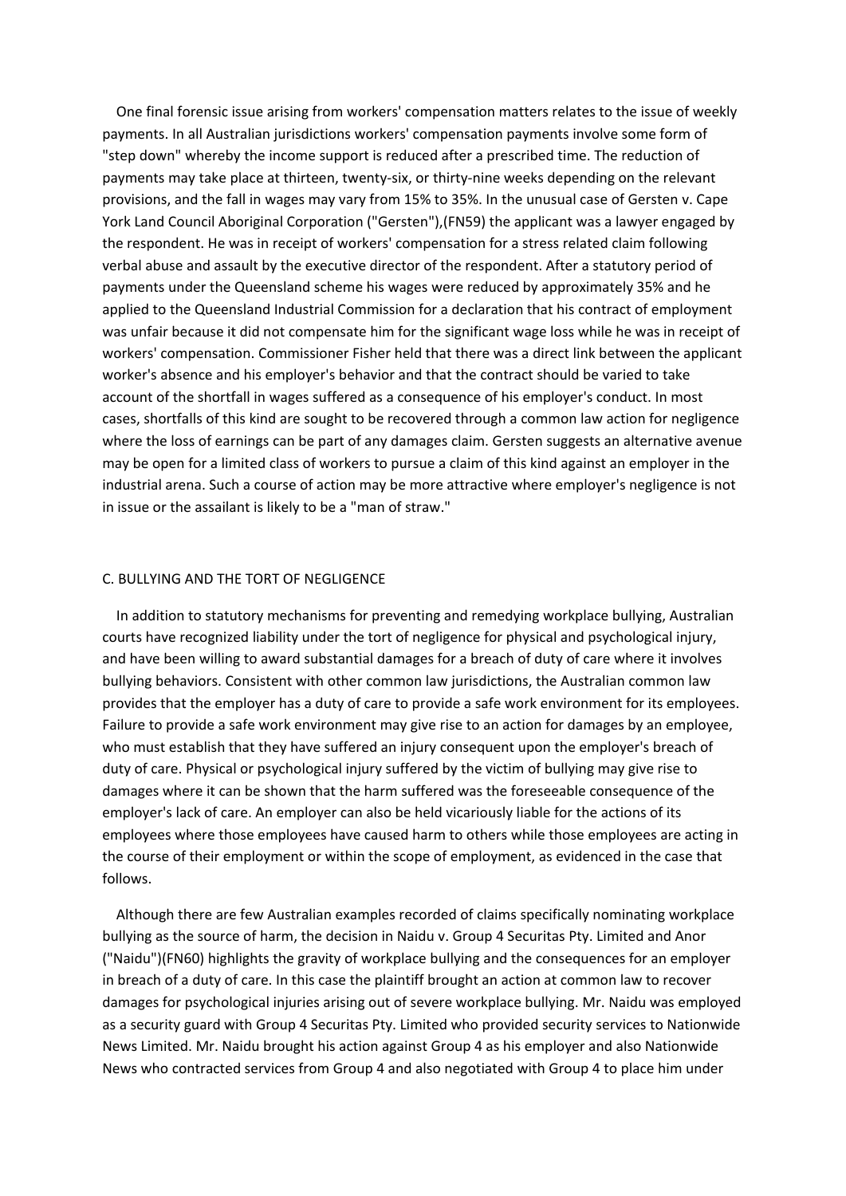One final forensic issue arising from workers' compensation matters relates to the issue of weekly payments. In all Australian jurisdictions workers' compensation payments involve some form of "step down" whereby the income support is reduced after a prescribed time. The reduction of payments may take place at thirteen, twenty-six, or thirty-nine weeks depending on the relevant provisions, and the fall in wages may vary from 15% to 35%. In the unusual case of Gersten v. Cape York Land Council Aboriginal Corporation ("Gersten"),(FN59) the applicant was a lawyer engaged by the respondent. He was in receipt of workers' compensation for a stress related claim following verbal abuse and assault by the executive director of the respondent. After a statutory period of payments under the Queensland scheme his wages were reduced by approximately 35% and he applied to the Queensland Industrial Commission for a declaration that his contract of employment was unfair because it did not compensate him for the significant wage loss while he was in receipt of workers' compensation. Commissioner Fisher held that there was a direct link between the applicant worker's absence and his employer's behavior and that the contract should be varied to take account of the shortfall in wages suffered as a consequence of his employer's conduct. In most cases, shortfalls of this kind are sought to be recovered through a common law action for negligence where the loss of earnings can be part of any damages claim. Gersten suggests an alternative avenue may be open for a limited class of workers to pursue a claim of this kind against an employer in the industrial arena. Such a course of action may be more attractive where employer's negligence is not in issue or the assailant is likely to be a "man of straw."

## C. BULLYING AND THE TORT OF NEGLIGENCE

In addition to statutory mechanisms for preventing and remedying workplace bullying, Australian courts have recognized liability under the tort of negligence for physical and psychological injury, and have been willing to award substantial damages for a breach of duty of care where it involves bullying behaviors. Consistent with other common law jurisdictions, the Australian common law provides that the employer has a duty of care to provide a safe work environment for its employees. Failure to provide a safe work environment may give rise to an action for damages by an employee, who must establish that they have suffered an injury consequent upon the employer's breach of duty of care. Physical or psychological injury suffered by the victim of bullying may give rise to damages where it can be shown that the harm suffered was the foreseeable consequence of the employer's lack of care. An employer can also be held vicariously liable for the actions of its employees where those employees have caused harm to others while those employees are acting in the course of their employment or within the scope of employment, as evidenced in the case that follows.

Although there are few Australian examples recorded of claims specifically nominating workplace bullying as the source of harm, the decision in Naidu v. Group 4 Securitas Pty. Limited and Anor ("Naidu")(FN60) highlights the gravity of workplace bullying and the consequences for an employer in breach of a duty of care. In this case the plaintiff brought an action at common law to recover damages for psychological injuries arising out of severe workplace bullying. Mr. Naidu was employed as a security guard with Group 4 Securitas Pty. Limited who provided security services to Nationwide News Limited. Mr. Naidu brought his action against Group 4 as his employer and also Nationwide News who contracted services from Group 4 and also negotiated with Group 4 to place him under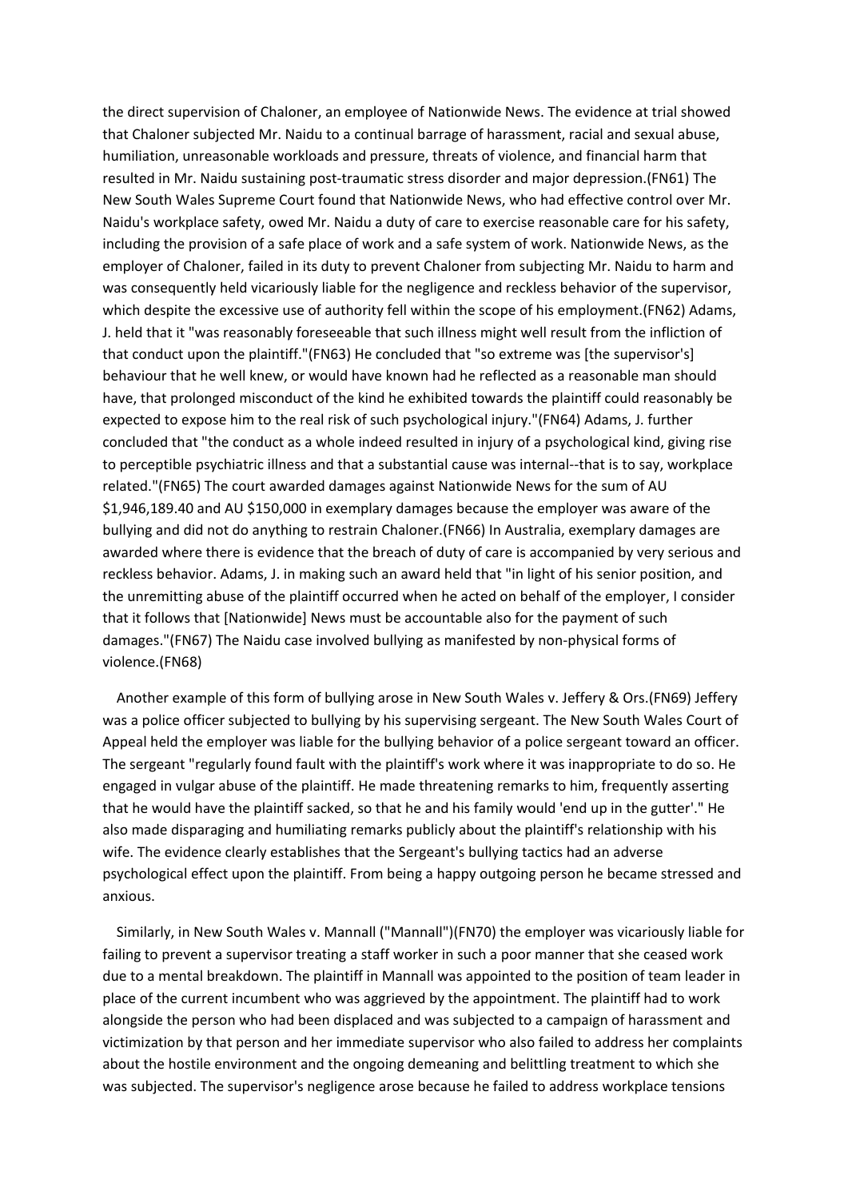the direct supervision of Chaloner, an employee of Nationwide News. The evidence at trial showed that Chaloner subjected Mr. Naidu to a continual barrage of harassment, racial and sexual abuse, humiliation, unreasonable workloads and pressure, threats of violence, and financial harm that resulted in Mr. Naidu sustaining post-traumatic stress disorder and major depression.(FN61) The New South Wales Supreme Court found that Nationwide News, who had effective control over Mr. Naidu's workplace safety, owed Mr. Naidu a duty of care to exercise reasonable care for his safety, including the provision of a safe place of work and a safe system of work. Nationwide News, as the employer of Chaloner, failed in its duty to prevent Chaloner from subjecting Mr. Naidu to harm and was consequently held vicariously liable for the negligence and reckless behavior of the supervisor, which despite the excessive use of authority fell within the scope of his employment.(FN62) Adams, J. held that it "was reasonably foreseeable that such illness might well result from the infliction of that conduct upon the plaintiff."(FN63) He concluded that "so extreme was [the supervisor's] behaviour that he well knew, or would have known had he reflected as a reasonable man should have, that prolonged misconduct of the kind he exhibited towards the plaintiff could reasonably be expected to expose him to the real risk of such psychological injury."(FN64) Adams, J. further concluded that "the conduct as a whole indeed resulted in injury of a psychological kind, giving rise to perceptible psychiatric illness and that a substantial cause was internal--that is to say, workplace related."(FN65) The court awarded damages against Nationwide News for the sum of AU $1,946,189.40 and AU $150,000 in exemplary damages because the employer was aware of the bullying and did not do anything to restrain Chaloner.(FN66) In Australia, exemplary damages are awarded where there is evidence that the breach of duty of care is accompanied by very serious and reckless behavior. Adams, J. in making such an award held that "in light of his senior position, and the unremitting abuse of the plaintiff occurred when he acted on behalf of the employer, I consider that it follows that [Nationwide] News must be accountable also for the payment of such damages."(FN67) The Naidu case involved bullying as manifested by non-physical forms of violence.(FN68)

Another example of this form of bullying arose in New South Wales v. Jeffery & Ors.(FN69) Jeffery was a police officer subjected to bullying by his supervising sergeant. The New South Wales Court of Appeal held the employer was liable for the bullying behavior of a police sergeant toward an officer. The sergeant "regularly found fault with the plaintiff's work where it was inappropriate to do so. He engaged in vulgar abuse of the plaintiff. He made threatening remarks to him, frequently asserting that he would have the plaintiff sacked, so that he and his family would 'end up in the gutter'." He also made disparaging and humiliating remarks publicly about the plaintiff's relationship with his wife. The evidence clearly establishes that the Sergeant's bullying tactics had an adverse psychological effect upon the plaintiff. From being a happy outgoing person he became stressed and anxious.

Similarly, in New South Wales v. Mannall ("Mannall")(FN70) the employer was vicariously liable for failing to prevent a supervisor treating a staff worker in such a poor manner that she ceased work due to a mental breakdown. The plaintiff in Mannall was appointed to the position of team leader in place of the current incumbent who was aggrieved by the appointment. The plaintiff had to work alongside the person who had been displaced and was subjected to a campaign of harassment and victimization by that person and her immediate supervisor who also failed to address her complaints about the hostile environment and the ongoing demeaning and belittling treatment to which she was subjected. The supervisor's negligence arose because he failed to address workplace tensions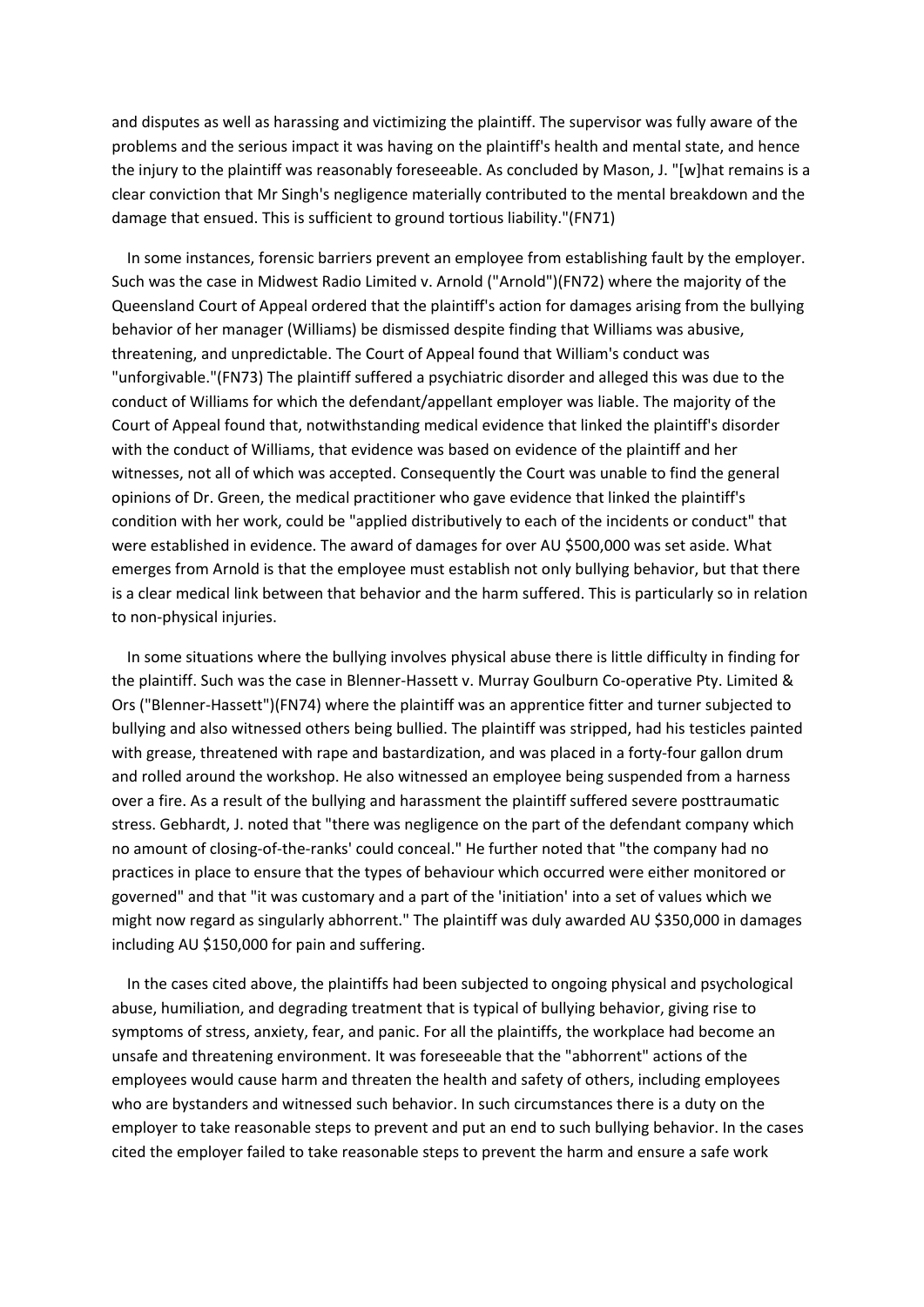and disputes as well as harassing and victimizing the plaintiff. The supervisor was fully aware of the problems and the serious impact it was having on the plaintiff's health and mental state, and hence the injury to the plaintiff was reasonably foreseeable. As concluded by Mason, J. "[w]hat remains is a clear conviction that Mr Singh's negligence materially contributed to the mental breakdown and the damage that ensued. This is sufficient to ground tortious liability."(FN71)

In some instances, forensic barriers prevent an employee from establishing fault by the employer. Such was the case in Midwest Radio Limited v. Arnold ("Arnold")(FN72) where the majority of the Queensland Court of Appeal ordered that the plaintiff's action for damages arising from the bullying behavior of her manager (Williams) be dismissed despite finding that Williams was abusive, threatening, and unpredictable. The Court of Appeal found that William's conduct was "unforgivable."(FN73) The plaintiff suffered a psychiatric disorder and alleged this was due to the conduct of Williams for which the defendant/appellant employer was liable. The majority of the Court of Appeal found that, notwithstanding medical evidence that linked the plaintiff's disorder with the conduct of Williams, that evidence was based on evidence of the plaintiff and her witnesses, not all of which was accepted. Consequently the Court was unable to find the general opinions of Dr. Green, the medical practitioner who gave evidence that linked the plaintiff's condition with her work, could be "applied distributively to each of the incidents or conduct" that were established in evidence. The award of damages for over AU $500,000 was set aside. What emerges from Arnold is that the employee must establish not only bullying behavior, but that there is a clear medical link between that behavior and the harm suffered. This is particularly so in relation to non-physical injuries.

In some situations where the bullying involves physical abuse there is little difficulty in finding for the plaintiff. Such was the case in Blenner-Hassett v. Murray Goulburn Co-operative Pty. Limited & Ors ("Blenner-Hassett")(FN74) where the plaintiff was an apprentice fitter and turner subjected to bullying and also witnessed others being bullied. The plaintiff was stripped, had his testicles painted with grease, threatened with rape and bastardization, and was placed in a forty-four gallon drum and rolled around the workshop. He also witnessed an employee being suspended from a harness over a fire. As a result of the bullying and harassment the plaintiff suffered severe posttraumatic stress. Gebhardt, J. noted that "there was negligence on the part of the defendant company which no amount of closing-of-the-ranks' could conceal." He further noted that "the company had no practices in place to ensure that the types of behaviour which occurred were either monitored or governed" and that "it was customary and a part of the 'initiation' into a set of values which we might now regard as singularly abhorrent." The plaintiff was duly awarded AU $350,000 in damages including AU $150,000 for pain and suffering.

In the cases cited above, the plaintiffs had been subjected to ongoing physical and psychological abuse, humiliation, and degrading treatment that is typical of bullying behavior, giving rise to symptoms of stress, anxiety, fear, and panic. For all the plaintiffs, the workplace had become an unsafe and threatening environment. It was foreseeable that the "abhorrent" actions of the employees would cause harm and threaten the health and safety of others, including employees who are bystanders and witnessed such behavior. In such circumstances there is a duty on the employer to take reasonable steps to prevent and put an end to such bullying behavior. In the cases cited the employer failed to take reasonable steps to prevent the harm and ensure a safe work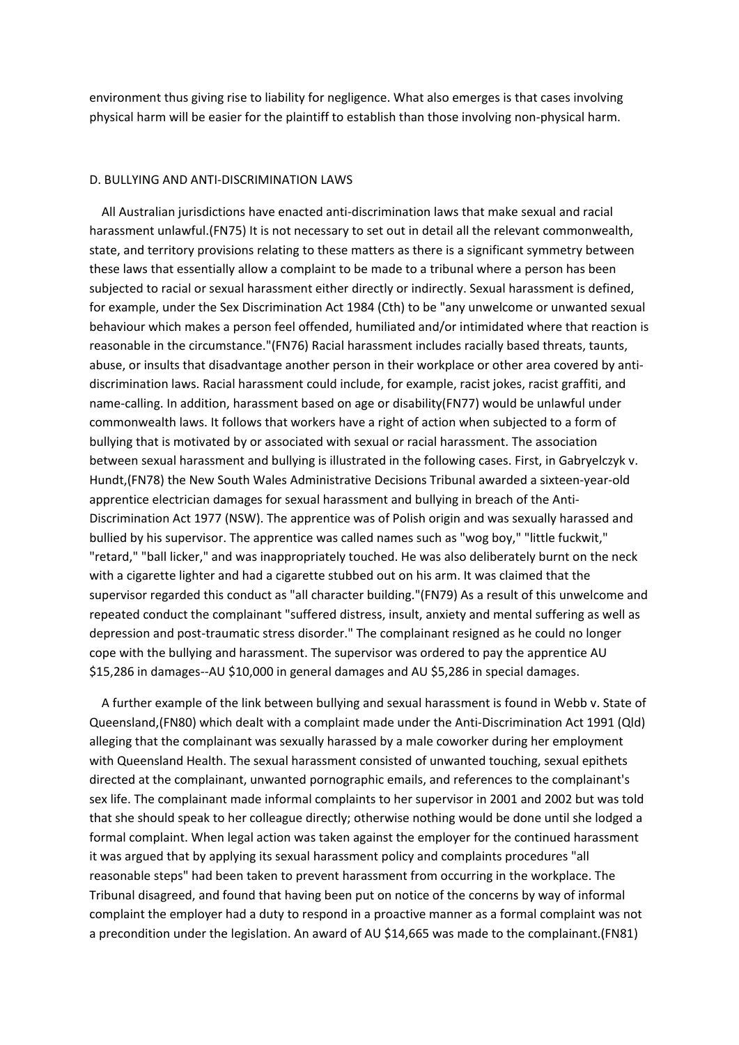environment thus giving rise to liability for negligence. What also emerges is that cases involving physical harm will be easier for the plaintiff to establish than those involving non-physical harm.

## D. BULLYING AND ANTI-DISCRIMINATION LAWS

All Australian jurisdictions have enacted anti-discrimination laws that make sexual and racial harassment unlawful.(FN75) It is not necessary to set out in detail all the relevant commonwealth, state, and territory provisions relating to these matters as there is a significant symmetry between these laws that essentially allow a complaint to be made to a tribunal where a person has been subjected to racial or sexual harassment either directly or indirectly. Sexual harassment is defined, for example, under the Sex Discrimination Act 1984 (Cth) to be "any unwelcome or unwanted sexual behaviour which makes a person feel offended, humiliated and/or intimidated where that reaction is reasonable in the circumstance."(FN76) Racial harassment includes racially based threats, taunts, abuse, or insults that disadvantage another person in their workplace or other area covered by anti-discrimination laws. Racial harassment could include, for example, racist jokes, racist graffiti, and name-calling. In addition, harassment based on age or disability(FN77) would be unlawful under commonwealth laws. It follows that workers have a right of action when subjected to a form of bullying that is motivated by or associated with sexual or racial harassment. The association between sexual harassment and bullying is illustrated in the following cases. First, in Gabryelczyk v. Hundt,(FN78) the New South Wales Administrative Decisions Tribunal awarded a sixteen-year-old apprentice electrician damages for sexual harassment and bullying in breach of the Anti-Discrimination Act 1977 (NSW). The apprentice was of Polish origin and was sexually harassed and bullied by his supervisor. The apprentice was called names such as "wog boy," "little fuckwit," "retard," "ball licker," and was inappropriately touched. He was also deliberately burnt on the neck with a cigarette lighter and had a cigarette stubbed out on his arm. It was claimed that the supervisor regarded this conduct as "all character building."(FN79) As a result of this unwelcome and repeated conduct the complainant "suffered distress, insult, anxiety and mental suffering as well as depression and post-traumatic stress disorder." The complainant resigned as he could no longer cope with the bullying and harassment. The supervisor was ordered to pay the apprentice AU $15,286 in damages--AU $10,000 in general damages and AU $5,286 in special damages.

A further example of the link between bullying and sexual harassment is found in Webb v. State of Queensland,(FN80) which dealt with a complaint made under the Anti-Discrimination Act 1991 (Qld) alleging that the complainant was sexually harassed by a male coworker during her employment with Queensland Health. The sexual harassment consisted of unwanted touching, sexual epithets directed at the complainant, unwanted pornographic emails, and references to the complainant's sex life. The complainant made informal complaints to her supervisor in 2001 and 2002 but was told that she should speak to her colleague directly; otherwise nothing would be done until she lodged a formal complaint. When legal action was taken against the employer for the continued harassment it was argued that by applying its sexual harassment policy and complaints procedures "all reasonable steps" had been taken to prevent harassment from occurring in the workplace. The Tribunal disagreed, and found that having been put on notice of the concerns by way of informal complaint the employer had a duty to respond in a proactive manner as a formal complaint was not a precondition under the legislation. An award of AU $14,665 was made to the complainant.(FN81)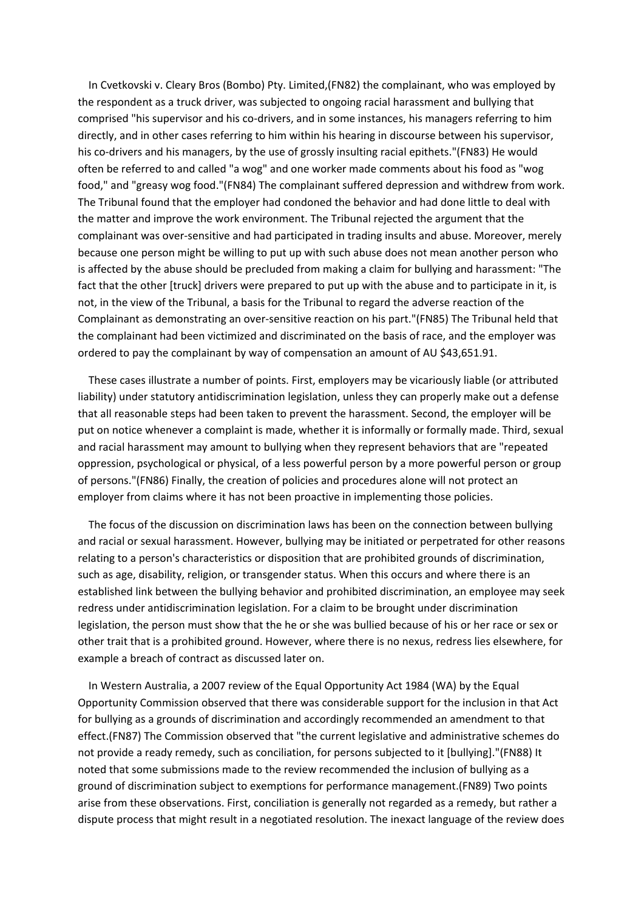In Cvetkovski v. Cleary Bros (Bombo) Pty. Limited,(FN82) the complainant, who was employed by the respondent as a truck driver, was subjected to ongoing racial harassment and bullying that comprised "his supervisor and his co-drivers, and in some instances, his managers referring to him directly, and in other cases referring to him within his hearing in discourse between his supervisor, his co-drivers and his managers, by the use of grossly insulting racial epithets."(FN83) He would often be referred to and called "a wog" and one worker made comments about his food as "wog food," and "greasy wog food."(FN84) The complainant suffered depression and withdrew from work. The Tribunal found that the employer had condoned the behavior and had done little to deal with the matter and improve the work environment. The Tribunal rejected the argument that the complainant was over-sensitive and had participated in trading insults and abuse. Moreover, merely because one person might be willing to put up with such abuse does not mean another person who is affected by the abuse should be precluded from making a claim for bullying and harassment: "The fact that the other [truck] drivers were prepared to put up with the abuse and to participate in it, is not, in the view of the Tribunal, a basis for the Tribunal to regard the adverse reaction of the Complainant as demonstrating an over-sensitive reaction on his part."(FN85) The Tribunal held that the complainant had been victimized and discriminated on the basis of race, and the employer was ordered to pay the complainant by way of compensation an amount of AU $43,651.91.

These cases illustrate a number of points. First, employers may be vicariously liable (or attributed liability) under statutory antidiscrimination legislation, unless they can properly make out a defense that all reasonable steps had been taken to prevent the harassment. Second, the employer will be put on notice whenever a complaint is made, whether it is informally or formally made. Third, sexual and racial harassment may amount to bullying when they represent behaviors that are "repeated oppression, psychological or physical, of a less powerful person by a more powerful person or group of persons."(FN86) Finally, the creation of policies and procedures alone will not protect an employer from claims where it has not been proactive in implementing those policies.

The focus of the discussion on discrimination laws has been on the connection between bullying and racial or sexual harassment. However, bullying may be initiated or perpetrated for other reasons relating to a person's characteristics or disposition that are prohibited grounds of discrimination, such as age, disability, religion, or transgender status. When this occurs and where there is an established link between the bullying behavior and prohibited discrimination, an employee may seek redress under antidiscrimination legislation. For a claim to be brought under discrimination legislation, the person must show that the he or she was bullied because of his or her race or sex or other trait that is a prohibited ground. However, where there is no nexus, redress lies elsewhere, for example a breach of contract as discussed later on.

In Western Australia, a 2007 review of the Equal Opportunity Act 1984 (WA) by the Equal Opportunity Commission observed that there was considerable support for the inclusion in that Act for bullying as a grounds of discrimination and accordingly recommended an amendment to that effect.(FN87) The Commission observed that "the current legislative and administrative schemes do not provide a ready remedy, such as conciliation, for persons subjected to it [bullying]."(FN88) It noted that some submissions made to the review recommended the inclusion of bullying as a ground of discrimination subject to exemptions for performance management.(FN89) Two points arise from these observations. First, conciliation is generally not regarded as a remedy, but rather a dispute process that might result in a negotiated resolution. The inexact language of the review does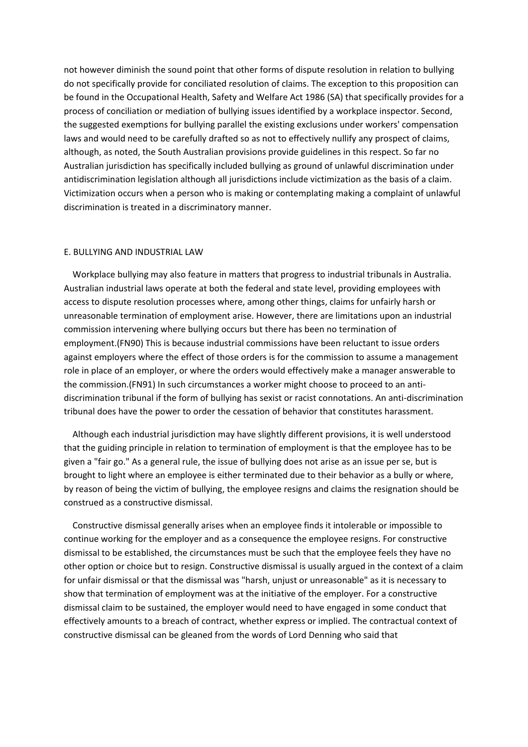not however diminish the sound point that other forms of dispute resolution in relation to bullying do not specifically provide for conciliated resolution of claims. The exception to this proposition can be found in the Occupational Health, Safety and Welfare Act 1986 (SA) that specifically provides for a process of conciliation or mediation of bullying issues identified by a workplace inspector. Second, the suggested exemptions for bullying parallel the existing exclusions under workers' compensation laws and would need to be carefully drafted so as not to effectively nullify any prospect of claims, although, as noted, the South Australian provisions provide guidelines in this respect. So far no Australian jurisdiction has specifically included bullying as ground of unlawful discrimination under antidiscrimination legislation although all jurisdictions include victimization as the basis of a claim. Victimization occurs when a person who is making or contemplating making a complaint of unlawful discrimination is treated in a discriminatory manner.

## E. BULLYING AND INDUSTRIAL LAW

Workplace bullying may also feature in matters that progress to industrial tribunals in Australia. Australian industrial laws operate at both the federal and state level, providing employees with access to dispute resolution processes where, among other things, claims for unfairly harsh or unreasonable termination of employment arise. However, there are limitations upon an industrial commission intervening where bullying occurs but there has been no termination of employment.(FN90) This is because industrial commissions have been reluctant to issue orders against employers where the effect of those orders is for the commission to assume a management role in place of an employer, or where the orders would effectively make a manager answerable to the commission.(FN91) In such circumstances a worker might choose to proceed to an anti-discrimination tribunal if the form of bullying has sexist or racist connotations. An anti-discrimination tribunal does have the power to order the cessation of behavior that constitutes harassment.

Although each industrial jurisdiction may have slightly different provisions, it is well understood that the guiding principle in relation to termination of employment is that the employee has to be given a "fair go." As a general rule, the issue of bullying does not arise as an issue per se, but is brought to light where an employee is either terminated due to their behavior as a bully or where, by reason of being the victim of bullying, the employee resigns and claims the resignation should be construed as a constructive dismissal.

Constructive dismissal generally arises when an employee finds it intolerable or impossible to continue working for the employer and as a consequence the employee resigns. For constructive dismissal to be established, the circumstances must be such that the employee feels they have no other option or choice but to resign. Constructive dismissal is usually argued in the context of a claim for unfair dismissal or that the dismissal was "harsh, unjust or unreasonable" as it is necessary to show that termination of employment was at the initiative of the employer. For a constructive dismissal claim to be sustained, the employer would need to have engaged in some conduct that effectively amounts to a breach of contract, whether express or implied. The contractual context of constructive dismissal can be gleaned from the words of Lord Denning who said that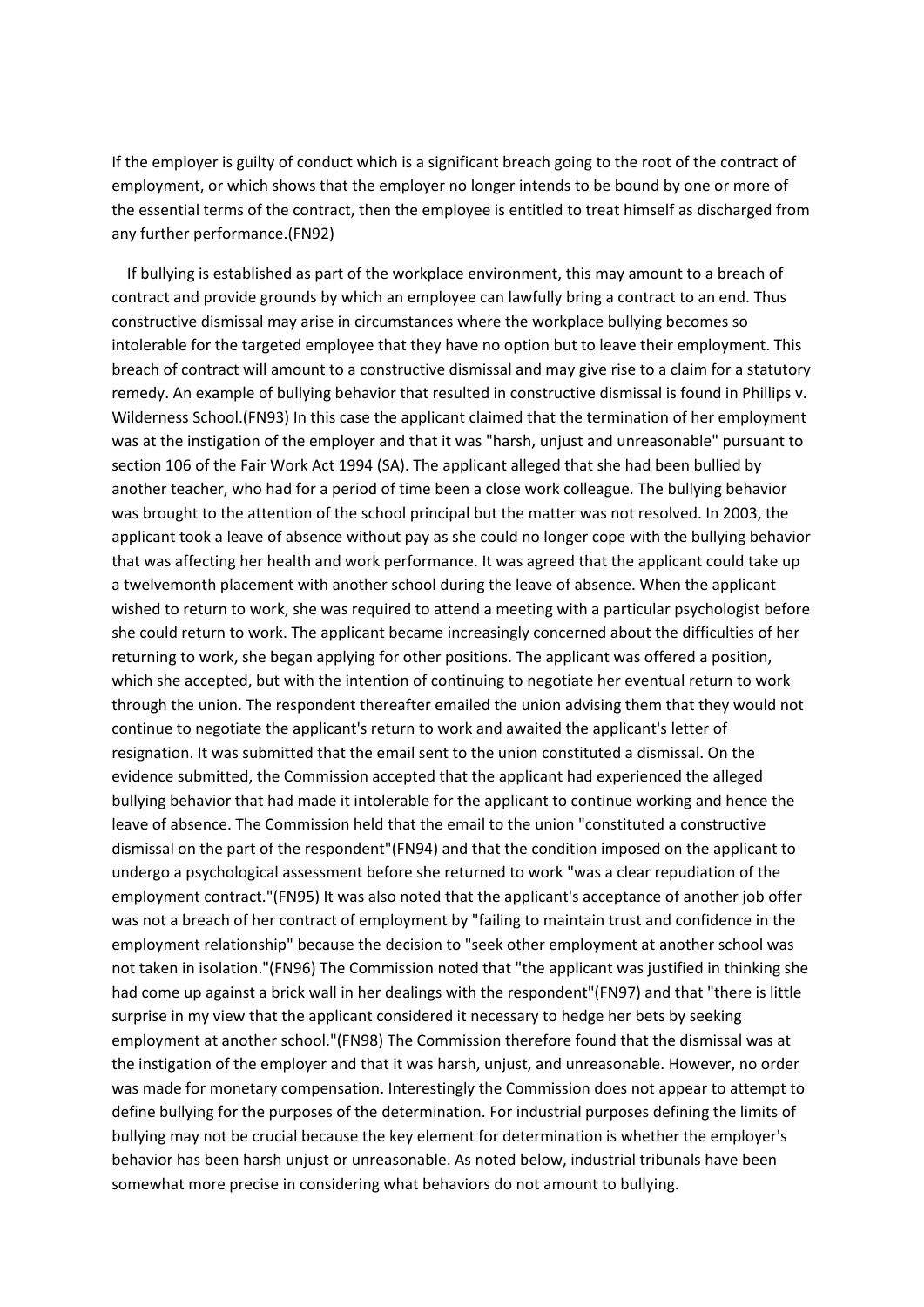If the employer is guilty of conduct which is a significant breach going to the root of the contract of employment, or which shows that the employer no longer intends to be bound by one or more of the essential terms of the contract, then the employee is entitled to treat himself as discharged from any further performance.(FN92)

If bullying is established as part of the workplace environment, this may amount to a breach of contract and provide grounds by which an employee can lawfully bring a contract to an end. Thus constructive dismissal may arise in circumstances where the workplace bullying becomes so intolerable for the targeted employee that they have no option but to leave their employment. This breach of contract will amount to a constructive dismissal and may give rise to a claim for a statutory remedy. An example of bullying behavior that resulted in constructive dismissal is found in Phillips v. Wilderness School.(FN93) In this case the applicant claimed that the termination of her employment was at the instigation of the employer and that it was "harsh, unjust and unreasonable" pursuant to section 106 of the Fair Work Act 1994 (SA). The applicant alleged that she had been bullied by another teacher, who had for a period of time been a close work colleague. The bullying behavior was brought to the attention of the school principal but the matter was not resolved. In 2003, the applicant took a leave of absence without pay as she could no longer cope with the bullying behavior that was affecting her health and work performance. It was agreed that the applicant could take up a twelvemonth placement with another school during the leave of absence. When the applicant wished to return to work, she was required to attend a meeting with a particular psychologist before she could return to work. The applicant became increasingly concerned about the difficulties of her returning to work, she began applying for other positions. The applicant was offered a position, which she accepted, but with the intention of continuing to negotiate her eventual return to work through the union. The respondent thereafter emailed the union advising them that they would not continue to negotiate the applicant's return to work and awaited the applicant's letter of resignation. It was submitted that the email sent to the union constituted a dismissal. On the evidence submitted, the Commission accepted that the applicant had experienced the alleged bullying behavior that had made it intolerable for the applicant to continue working and hence the leave of absence. The Commission held that the email to the union "constituted a constructive dismissal on the part of the respondent"(FN94) and that the condition imposed on the applicant to undergo a psychological assessment before she returned to work "was a clear repudiation of the employment contract."(FN95) It was also noted that the applicant's acceptance of another job offer was not a breach of her contract of employment by "failing to maintain trust and confidence in the employment relationship" because the decision to "seek other employment at another school was not taken in isolation."(FN96) The Commission noted that "the applicant was justified in thinking she had come up against a brick wall in her dealings with the respondent"(FN97) and that "there is little surprise in my view that the applicant considered it necessary to hedge her bets by seeking employment at another school."(FN98) The Commission therefore found that the dismissal was at the instigation of the employer and that it was harsh, unjust, and unreasonable. However, no order was made for monetary compensation. Interestingly the Commission does not appear to attempt to define bullying for the purposes of the determination. For industrial purposes defining the limits of bullying may not be crucial because the key element for determination is whether the employer's behavior has been harsh unjust or unreasonable. As noted below, industrial tribunals have been somewhat more precise in considering what behaviors do not amount to bullying.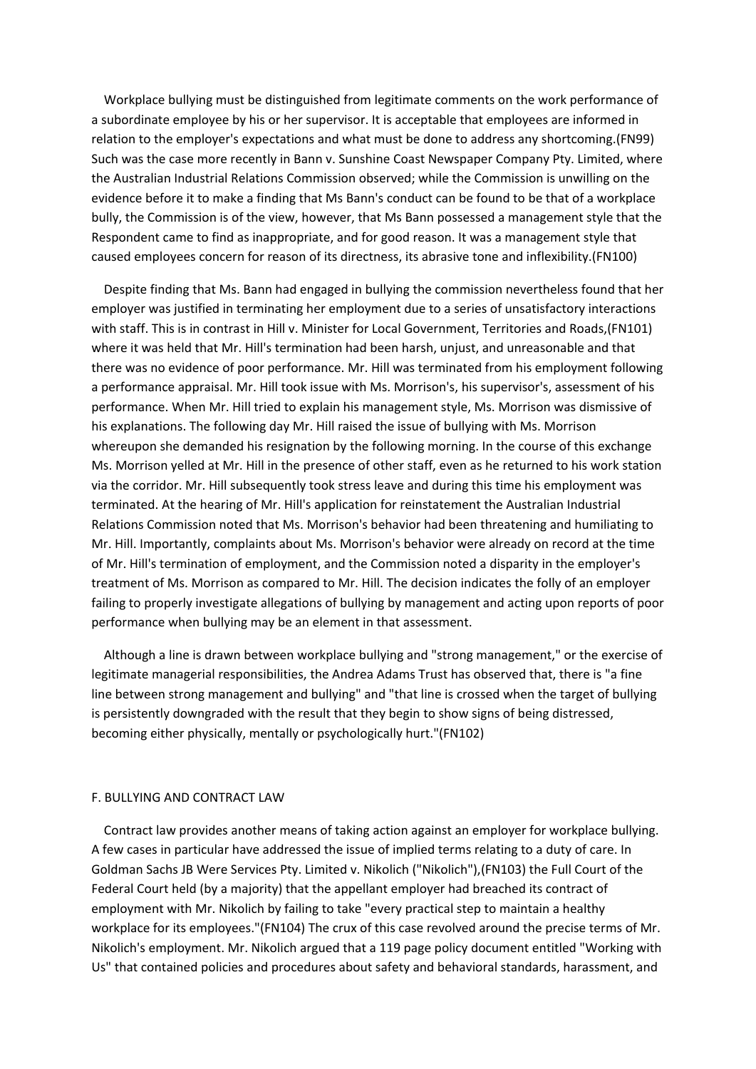Workplace bullying must be distinguished from legitimate comments on the work performance of a subordinate employee by his or her supervisor. It is acceptable that employees are informed in relation to the employer's expectations and what must be done to address any shortcoming.(FN99) Such was the case more recently in Bann v. Sunshine Coast Newspaper Company Pty. Limited, where the Australian Industrial Relations Commission observed; while the Commission is unwilling on the evidence before it to make a finding that Ms Bann's conduct can be found to be that of a workplace bully, the Commission is of the view, however, that Ms Bann possessed a management style that the Respondent came to find as inappropriate, and for good reason. It was a management style that caused employees concern for reason of its directness, its abrasive tone and inflexibility.(FN100)

Despite finding that Ms. Bann had engaged in bullying the commission nevertheless found that her employer was justified in terminating her employment due to a series of unsatisfactory interactions with staff. This is in contrast in Hill v. Minister for Local Government, Territories and Roads,(FN101) where it was held that Mr. Hill's termination had been harsh, unjust, and unreasonable and that there was no evidence of poor performance. Mr. Hill was terminated from his employment following a performance appraisal. Mr. Hill took issue with Ms. Morrison's, his supervisor's, assessment of his performance. When Mr. Hill tried to explain his management style, Ms. Morrison was dismissive of his explanations. The following day Mr. Hill raised the issue of bullying with Ms. Morrison whereupon she demanded his resignation by the following morning. In the course of this exchange Ms. Morrison yelled at Mr. Hill in the presence of other staff, even as he returned to his work station via the corridor. Mr. Hill subsequently took stress leave and during this time his employment was terminated. At the hearing of Mr. Hill's application for reinstatement the Australian Industrial Relations Commission noted that Ms. Morrison's behavior had been threatening and humiliating to Mr. Hill. Importantly, complaints about Ms. Morrison's behavior were already on record at the time of Mr. Hill's termination of employment, and the Commission noted a disparity in the employer's treatment of Ms. Morrison as compared to Mr. Hill. The decision indicates the folly of an employer failing to properly investigate allegations of bullying by management and acting upon reports of poor performance when bullying may be an element in that assessment.

Although a line is drawn between workplace bullying and "strong management," or the exercise of legitimate managerial responsibilities, the Andrea Adams Trust has observed that, there is "a fine line between strong management and bullying" and "that line is crossed when the target of bullying is persistently downgraded with the result that they begin to show signs of being distressed, becoming either physically, mentally or psychologically hurt."(FN102)

## F. BULLYING AND CONTRACT LAW

Contract law provides another means of taking action against an employer for workplace bullying. A few cases in particular have addressed the issue of implied terms relating to a duty of care. In Goldman Sachs JB Were Services Pty. Limited v. Nikolich ("Nikolich"),(FN103) the Full Court of the Federal Court held (by a majority) that the appellant employer had breached its contract of employment with Mr. Nikolich by failing to take "every practical step to maintain a healthy workplace for its employees."(FN104) The crux of this case revolved around the precise terms of Mr. Nikolich's employment. Mr. Nikolich argued that a 119 page policy document entitled "Working with Us" that contained policies and procedures about safety and behavioral standards, harassment, and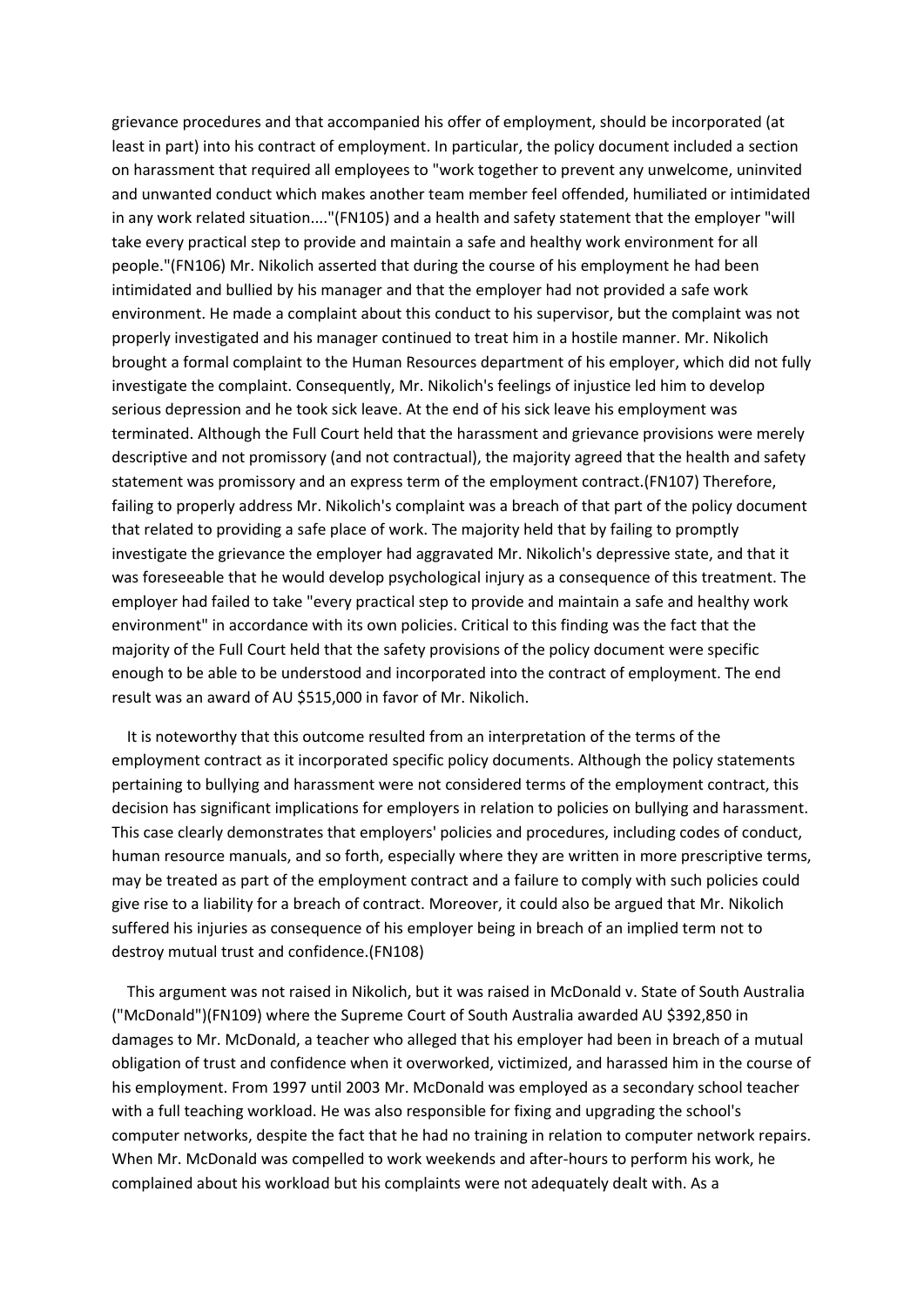grievance procedures and that accompanied his offer of employment, should be incorporated (at least in part) into his contract of employment. In particular, the policy document included a section on harassment that required all employees to "work together to prevent any unwelcome, uninvited and unwanted conduct which makes another team member feel offended, humiliated or intimidated in any work related situation...."(FN105) and a health and safety statement that the employer "will take every practical step to provide and maintain a safe and healthy work environment for all people."(FN106) Mr. Nikolich asserted that during the course of his employment he had been intimidated and bullied by his manager and that the employer had not provided a safe work environment. He made a complaint about this conduct to his supervisor, but the complaint was not properly investigated and his manager continued to treat him in a hostile manner. Mr. Nikolich brought a formal complaint to the Human Resources department of his employer, which did not fully investigate the complaint. Consequently, Mr. Nikolich's feelings of injustice led him to develop serious depression and he took sick leave. At the end of his sick leave his employment was terminated. Although the Full Court held that the harassment and grievance provisions were merely descriptive and not promissory (and not contractual), the majority agreed that the health and safety statement was promissory and an express term of the employment contract.(FN107) Therefore, failing to properly address Mr. Nikolich's complaint was a breach of that part of the policy document that related to providing a safe place of work. The majority held that by failing to promptly investigate the grievance the employer had aggravated Mr. Nikolich's depressive state, and that it was foreseeable that he would develop psychological injury as a consequence of this treatment. The employer had failed to take "every practical step to provide and maintain a safe and healthy work environment" in accordance with its own policies. Critical to this finding was the fact that the majority of the Full Court held that the safety provisions of the policy document were specific enough to be able to be understood and incorporated into the contract of employment. The end result was an award of AU $515,000 in favor of Mr. Nikolich.

It is noteworthy that this outcome resulted from an interpretation of the terms of the employment contract as it incorporated specific policy documents. Although the policy statements pertaining to bullying and harassment were not considered terms of the employment contract, this decision has significant implications for employers in relation to policies on bullying and harassment. This case clearly demonstrates that employers' policies and procedures, including codes of conduct, human resource manuals, and so forth, especially where they are written in more prescriptive terms, may be treated as part of the employment contract and a failure to comply with such policies could give rise to a liability for a breach of contract. Moreover, it could also be argued that Mr. Nikolich suffered his injuries as consequence of his employer being in breach of an implied term not to destroy mutual trust and confidence.(FN108)

This argument was not raised in Nikolich, but it was raised in McDonald v. State of South Australia ("McDonald")(FN109) where the Supreme Court of South Australia awarded AU $392,850 in damages to Mr. McDonald, a teacher who alleged that his employer had been in breach of a mutual obligation of trust and confidence when it overworked, victimized, and harassed him in the course of his employment. From 1997 until 2003 Mr. McDonald was employed as a secondary school teacher with a full teaching workload. He was also responsible for fixing and upgrading the school's computer networks, despite the fact that he had no training in relation to computer network repairs. When Mr. McDonald was compelled to work weekends and after-hours to perform his work, he complained about his workload but his complaints were not adequately dealt with. As a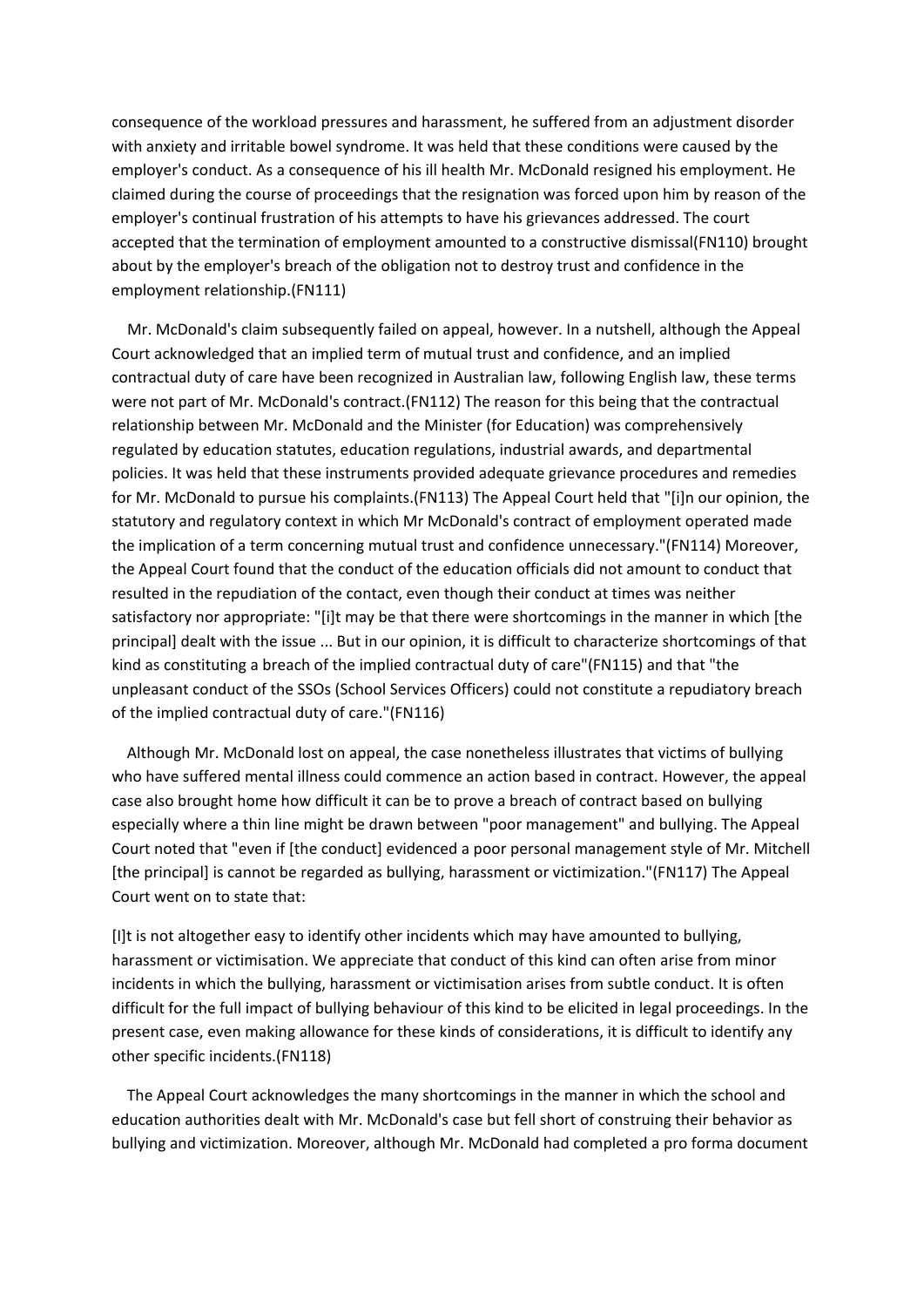consequence of the workload pressures and harassment, he suffered from an adjustment disorder with anxiety and irritable bowel syndrome. It was held that these conditions were caused by the employer's conduct. As a consequence of his ill health Mr. McDonald resigned his employment. He claimed during the course of proceedings that the resignation was forced upon him by reason of the employer's continual frustration of his attempts to have his grievances addressed. The court accepted that the termination of employment amounted to a constructive dismissal(FN110) brought about by the employer's breach of the obligation not to destroy trust and confidence in the employment relationship.(FN111)

Mr. McDonald's claim subsequently failed on appeal, however. In a nutshell, although the Appeal Court acknowledged that an implied term of mutual trust and confidence, and an implied contractual duty of care have been recognized in Australian law, following English law, these terms were not part of Mr. McDonald's contract.(FN112) The reason for this being that the contractual relationship between Mr. McDonald and the Minister (for Education) was comprehensively regulated by education statutes, education regulations, industrial awards, and departmental policies. It was held that these instruments provided adequate grievance procedures and remedies for Mr. McDonald to pursue his complaints.(FN113) The Appeal Court held that "[i]n our opinion, the statutory and regulatory context in which Mr McDonald's contract of employment operated made the implication of a term concerning mutual trust and confidence unnecessary."(FN114) Moreover, the Appeal Court found that the conduct of the education officials did not amount to conduct that resulted in the repudiation of the contact, even though their conduct at times was neither satisfactory nor appropriate: "[i]t may be that there were shortcomings in the manner in which [the principal] dealt with the issue ... But in our opinion, it is difficult to characterize shortcomings of that kind as constituting a breach of the implied contractual duty of care"(FN115) and that "the unpleasant conduct of the SSOs (School Services Officers) could not constitute a repudiatory breach of the implied contractual duty of care."(FN116)

Although Mr. McDonald lost on appeal, the case nonetheless illustrates that victims of bullying who have suffered mental illness could commence an action based in contract. However, the appeal case also brought home how difficult it can be to prove a breach of contract based on bullying especially where a thin line might be drawn between "poor management" and bullying. The Appeal Court noted that "even if [the conduct] evidenced a poor personal management style of Mr. Mitchell [the principal] is cannot be regarded as bullying, harassment or victimization."(FN117) The Appeal Court went on to state that:

[I]t is not altogether easy to identify other incidents which may have amounted to bullying, harassment or victimisation. We appreciate that conduct of this kind can often arise from minor incidents in which the bullying, harassment or victimisation arises from subtle conduct. It is often difficult for the full impact of bullying behaviour of this kind to be elicited in legal proceedings. In the present case, even making allowance for these kinds of considerations, it is difficult to identify any other specific incidents.(FN118)

The Appeal Court acknowledges the many shortcomings in the manner in which the school and education authorities dealt with Mr. McDonald's case but fell short of construing their behavior as bullying and victimization. Moreover, although Mr. McDonald had completed a pro forma document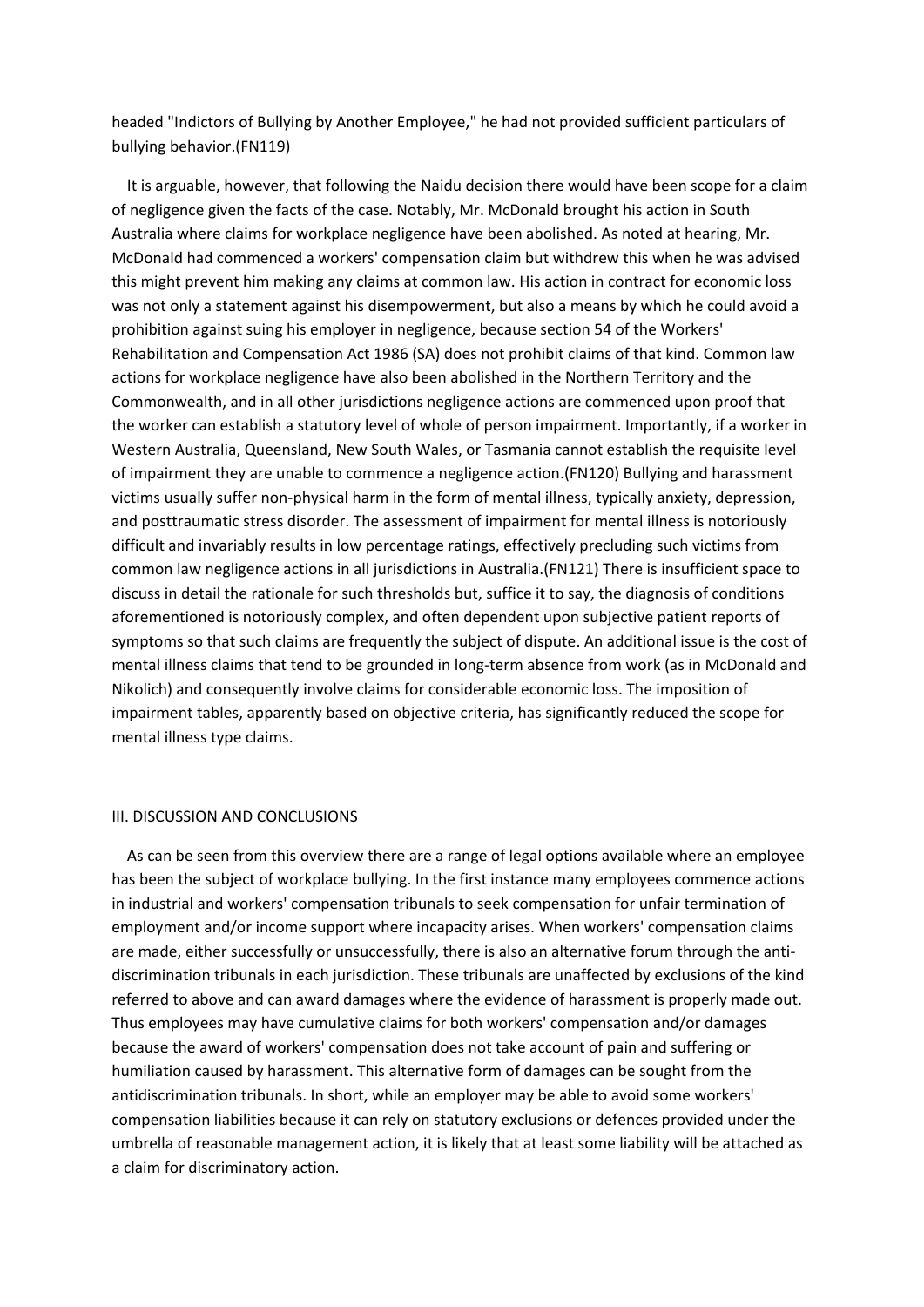headed "Indictors of Bullying by Another Employee," he had not provided sufficient particulars of bullying behavior.(FN119)

It is arguable, however, that following the Naidu decision there would have been scope for a claim of negligence given the facts of the case. Notably, Mr. McDonald brought his action in South Australia where claims for workplace negligence have been abolished. As noted at hearing, Mr. McDonald had commenced a workers' compensation claim but withdrew this when he was advised this might prevent him making any claims at common law. His action in contract for economic loss was not only a statement against his disempowerment, but also a means by which he could avoid a prohibition against suing his employer in negligence, because section 54 of the Workers' Rehabilitation and Compensation Act 1986 (SA) does not prohibit claims of that kind. Common law actions for workplace negligence have also been abolished in the Northern Territory and the Commonwealth, and in all other jurisdictions negligence actions are commenced upon proof that the worker can establish a statutory level of whole of person impairment. Importantly, if a worker in Western Australia, Queensland, New South Wales, or Tasmania cannot establish the requisite level of impairment they are unable to commence a negligence action.(FN120) Bullying and harassment victims usually suffer non-physical harm in the form of mental illness, typically anxiety, depression, and posttraumatic stress disorder. The assessment of impairment for mental illness is notoriously difficult and invariably results in low percentage ratings, effectively precluding such victims from common law negligence actions in all jurisdictions in Australia.(FN121) There is insufficient space to discuss in detail the rationale for such thresholds but, suffice it to say, the diagnosis of conditions aforementioned is notoriously complex, and often dependent upon subjective patient reports of symptoms so that such claims are frequently the subject of dispute. An additional issue is the cost of mental illness claims that tend to be grounded in long-term absence from work (as in McDonald and Nikolich) and consequently involve claims for considerable economic loss. The imposition of impairment tables, apparently based on objective criteria, has significantly reduced the scope for mental illness type claims.

## III. DISCUSSION AND CONCLUSIONS

As can be seen from this overview there are a range of legal options available where an employee has been the subject of workplace bullying. In the first instance many employees commence actions in industrial and workers' compensation tribunals to seek compensation for unfair termination of employment and/or income support where incapacity arises. When workers' compensation claims are made, either successfully or unsuccessfully, there is also an alternative forum through the anti-discrimination tribunals in each jurisdiction. These tribunals are unaffected by exclusions of the kind referred to above and can award damages where the evidence of harassment is properly made out. Thus employees may have cumulative claims for both workers' compensation and/or damages because the award of workers' compensation does not take account of pain and suffering or humiliation caused by harassment. This alternative form of damages can be sought from the antidiscrimination tribunals. In short, while an employer may be able to avoid some workers' compensation liabilities because it can rely on statutory exclusions or defences provided under the umbrella of reasonable management action, it is likely that at least some liability will be attached as a claim for discriminatory action.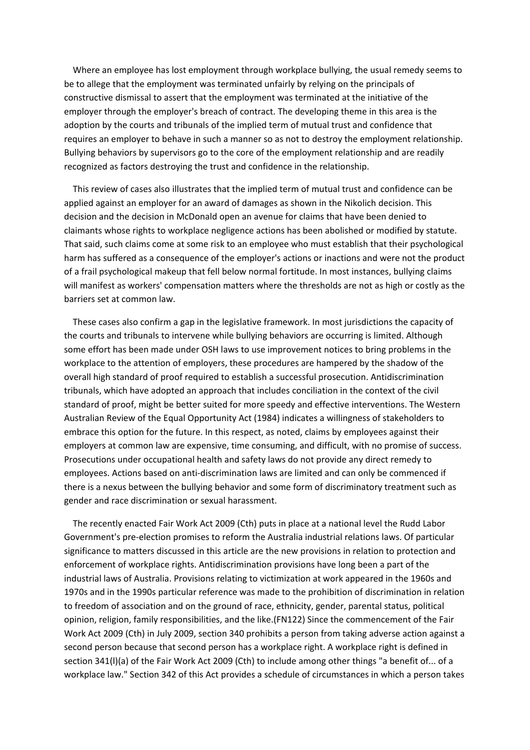Where an employee has lost employment through workplace bullying, the usual remedy seems to be to allege that the employment was terminated unfairly by relying on the principals of constructive dismissal to assert that the employment was terminated at the initiative of the employer through the employer's breach of contract. The developing theme in this area is the adoption by the courts and tribunals of the implied term of mutual trust and confidence that requires an employer to behave in such a manner so as not to destroy the employment relationship. Bullying behaviors by supervisors go to the core of the employment relationship and are readily recognized as factors destroying the trust and confidence in the relationship.

This review of cases also illustrates that the implied term of mutual trust and confidence can be applied against an employer for an award of damages as shown in the Nikolich decision. This decision and the decision in McDonald open an avenue for claims that have been denied to claimants whose rights to workplace negligence actions has been abolished or modified by statute. That said, such claims come at some risk to an employee who must establish that their psychological harm has suffered as a consequence of the employer's actions or inactions and were not the product of a frail psychological makeup that fell below normal fortitude. In most instances, bullying claims will manifest as workers' compensation matters where the thresholds are not as high or costly as the barriers set at common law.

These cases also confirm a gap in the legislative framework. In most jurisdictions the capacity of the courts and tribunals to intervene while bullying behaviors are occurring is limited. Although some effort has been made under OSH laws to use improvement notices to bring problems in the workplace to the attention of employers, these procedures are hampered by the shadow of the overall high standard of proof required to establish a successful prosecution. Antidiscrimination tribunals, which have adopted an approach that includes conciliation in the context of the civil standard of proof, might be better suited for more speedy and effective interventions. The Western Australian Review of the Equal Opportunity Act (1984) indicates a willingness of stakeholders to embrace this option for the future. In this respect, as noted, claims by employees against their employers at common law are expensive, time consuming, and difficult, with no promise of success. Prosecutions under occupational health and safety laws do not provide any direct remedy to employees. Actions based on anti-discrimination laws are limited and can only be commenced if there is a nexus between the bullying behavior and some form of discriminatory treatment such as gender and race discrimination or sexual harassment.

The recently enacted Fair Work Act 2009 (Cth) puts in place at a national level the Rudd Labor Government's pre-election promises to reform the Australia industrial relations laws. Of particular significance to matters discussed in this article are the new provisions in relation to protection and enforcement of workplace rights. Antidiscrimination provisions have long been a part of the industrial laws of Australia. Provisions relating to victimization at work appeared in the 1960s and 1970s and in the 1990s particular reference was made to the prohibition of discrimination in relation to freedom of association and on the ground of race, ethnicity, gender, parental status, political opinion, religion, family responsibilities, and the like.(FN122) Since the commencement of the Fair Work Act 2009 (Cth) in July 2009, section 340 prohibits a person from taking adverse action against a second person because that second person has a workplace right. A workplace right is defined in section 341(l)(a) of the Fair Work Act 2009 (Cth) to include among other things "a benefit of... of a workplace law." Section 342 of this Act provides a schedule of circumstances in which a person takes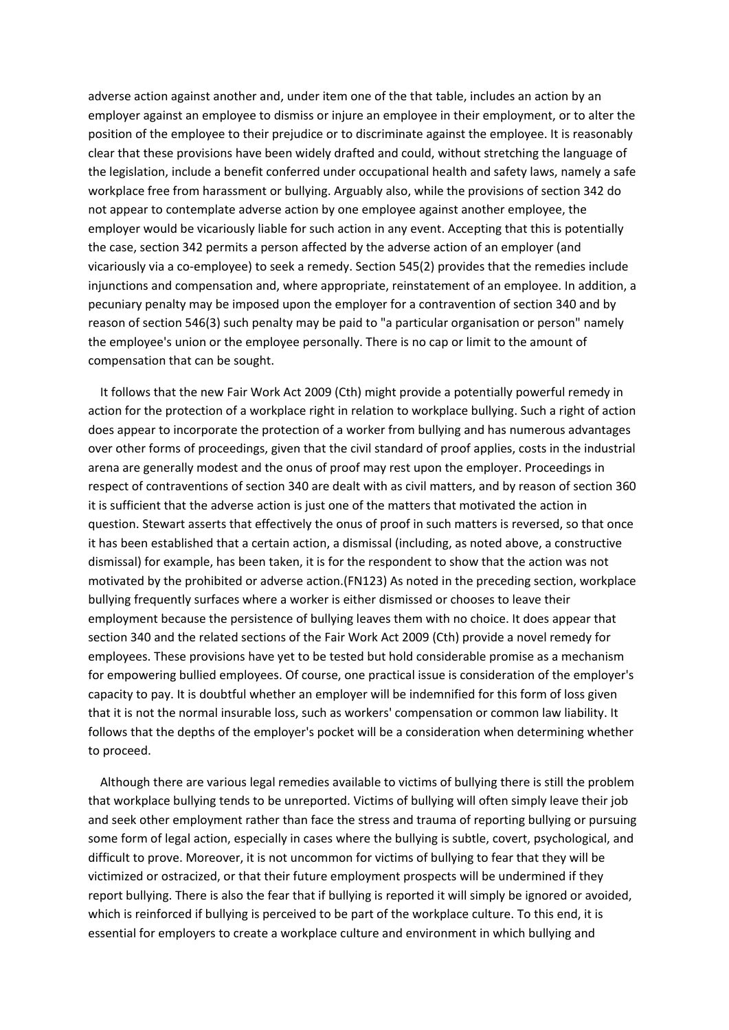adverse action against another and, under item one of the that table, includes an action by an employer against an employee to dismiss or injure an employee in their employment, or to alter the position of the employee to their prejudice or to discriminate against the employee. It is reasonably clear that these provisions have been widely drafted and could, without stretching the language of the legislation, include a benefit conferred under occupational health and safety laws, namely a safe workplace free from harassment or bullying. Arguably also, while the provisions of section 342 do not appear to contemplate adverse action by one employee against another employee, the employer would be vicariously liable for such action in any event. Accepting that this is potentially the case, section 342 permits a person affected by the adverse action of an employer (and vicariously via a co-employee) to seek a remedy. Section 545(2) provides that the remedies include injunctions and compensation and, where appropriate, reinstatement of an employee. In addition, a pecuniary penalty may be imposed upon the employer for a contravention of section 340 and by reason of section 546(3) such penalty may be paid to "a particular organisation or person" namely the employee's union or the employee personally. There is no cap or limit to the amount of compensation that can be sought.

It follows that the new Fair Work Act 2009 (Cth) might provide a potentially powerful remedy in action for the protection of a workplace right in relation to workplace bullying. Such a right of action does appear to incorporate the protection of a worker from bullying and has numerous advantages over other forms of proceedings, given that the civil standard of proof applies, costs in the industrial arena are generally modest and the onus of proof may rest upon the employer. Proceedings in respect of contraventions of section 340 are dealt with as civil matters, and by reason of section 360 it is sufficient that the adverse action is just one of the matters that motivated the action in question. Stewart asserts that effectively the onus of proof in such matters is reversed, so that once it has been established that a certain action, a dismissal (including, as noted above, a constructive dismissal) for example, has been taken, it is for the respondent to show that the action was not motivated by the prohibited or adverse action.(FN123) As noted in the preceding section, workplace bullying frequently surfaces where a worker is either dismissed or chooses to leave their employment because the persistence of bullying leaves them with no choice. It does appear that section 340 and the related sections of the Fair Work Act 2009 (Cth) provide a novel remedy for employees. These provisions have yet to be tested but hold considerable promise as a mechanism for empowering bullied employees. Of course, one practical issue is consideration of the employer's capacity to pay. It is doubtful whether an employer will be indemnified for this form of loss given that it is not the normal insurable loss, such as workers' compensation or common law liability. It follows that the depths of the employer's pocket will be a consideration when determining whether to proceed.

Although there are various legal remedies available to victims of bullying there is still the problem that workplace bullying tends to be unreported. Victims of bullying will often simply leave their job and seek other employment rather than face the stress and trauma of reporting bullying or pursuing some form of legal action, especially in cases where the bullying is subtle, covert, psychological, and difficult to prove. Moreover, it is not uncommon for victims of bullying to fear that they will be victimized or ostracized, or that their future employment prospects will be undermined if they report bullying. There is also the fear that if bullying is reported it will simply be ignored or avoided, which is reinforced if bullying is perceived to be part of the workplace culture. To this end, it is essential for employers to create a workplace culture and environment in which bullying and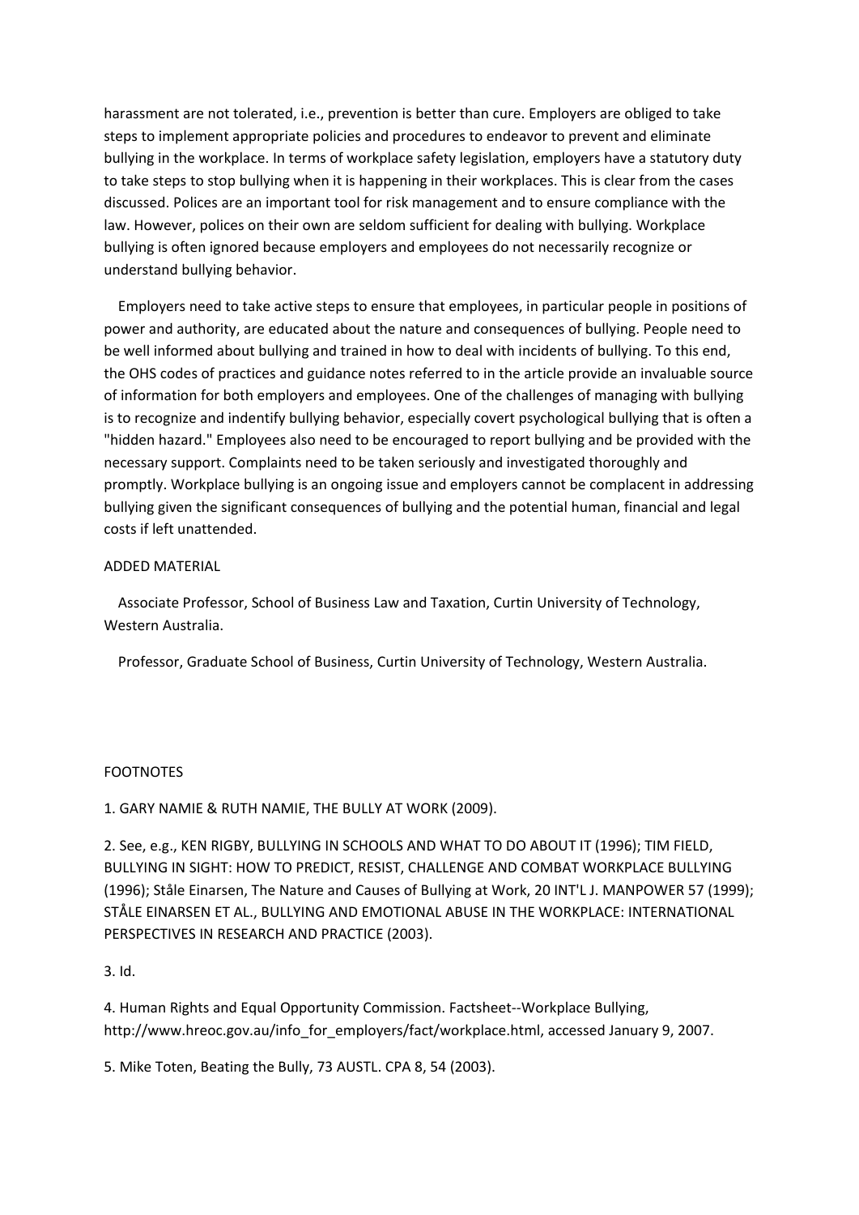harassment are not tolerated, i.e., prevention is better than cure. Employers are obliged to take steps to implement appropriate policies and procedures to endeavor to prevent and eliminate bullying in the workplace. In terms of workplace safety legislation, employers have a statutory duty to take steps to stop bullying when it is happening in their workplaces. This is clear from the cases discussed. Polices are an important tool for risk management and to ensure compliance with the law. However, polices on their own are seldom sufficient for dealing with bullying. Workplace bullying is often ignored because employers and employees do not necessarily recognize or understand bullying behavior.

Employers need to take active steps to ensure that employees, in particular people in positions of power and authority, are educated about the nature and consequences of bullying. People need to be well informed about bullying and trained in how to deal with incidents of bullying. To this end, the OHS codes of practices and guidance notes referred to in the article provide an invaluable source of information for both employers and employees. One of the challenges of managing with bullying is to recognize and indentify bullying behavior, especially covert psychological bullying that is often a "hidden hazard." Employees also need to be encouraged to report bullying and be provided with the necessary support. Complaints need to be taken seriously and investigated thoroughly and promptly. Workplace bullying is an ongoing issue and employers cannot be complacent in addressing bullying given the significant consequences of bullying and the potential human, financial and legal costs if left unattended.

ADDED MATERIAL

Associate Professor, School of Business Law and Taxation, Curtin University of Technology, Western Australia.

Professor, Graduate School of Business, Curtin University of Technology, Western Australia.

FOOTNOTES

1. GARY NAMIE & RUTH NAMIE, THE BULLY AT WORK (2009).

2. See, e.g., KEN RIGBY, BULLYING IN SCHOOLS AND WHAT TO DO ABOUT IT (1996); TIM FIELD, BULLYING IN SIGHT: HOW TO PREDICT, RESIST, CHALLENGE AND COMBAT WORKPLACE BULLYING (1996); Ståle Einarsen, The Nature and Causes of Bullying at Work, 20 INT'L J. MANPOWER 57 (1999); STÅLE EINARSEN ET AL., BULLYING AND EMOTIONAL ABUSE IN THE WORKPLACE: INTERNATIONAL PERSPECTIVES IN RESEARCH AND PRACTICE (2003).

3. Id.

4. Human Rights and Equal Opportunity Commission. Factsheet--Workplace Bullying, http://www.hreoc.gov.au/info_for_employers/fact/workplace.html, accessed January 9, 2007.

5. Mike Toten, Beating the Bully, 73 AUSTL. CPA 8, 54 (2003).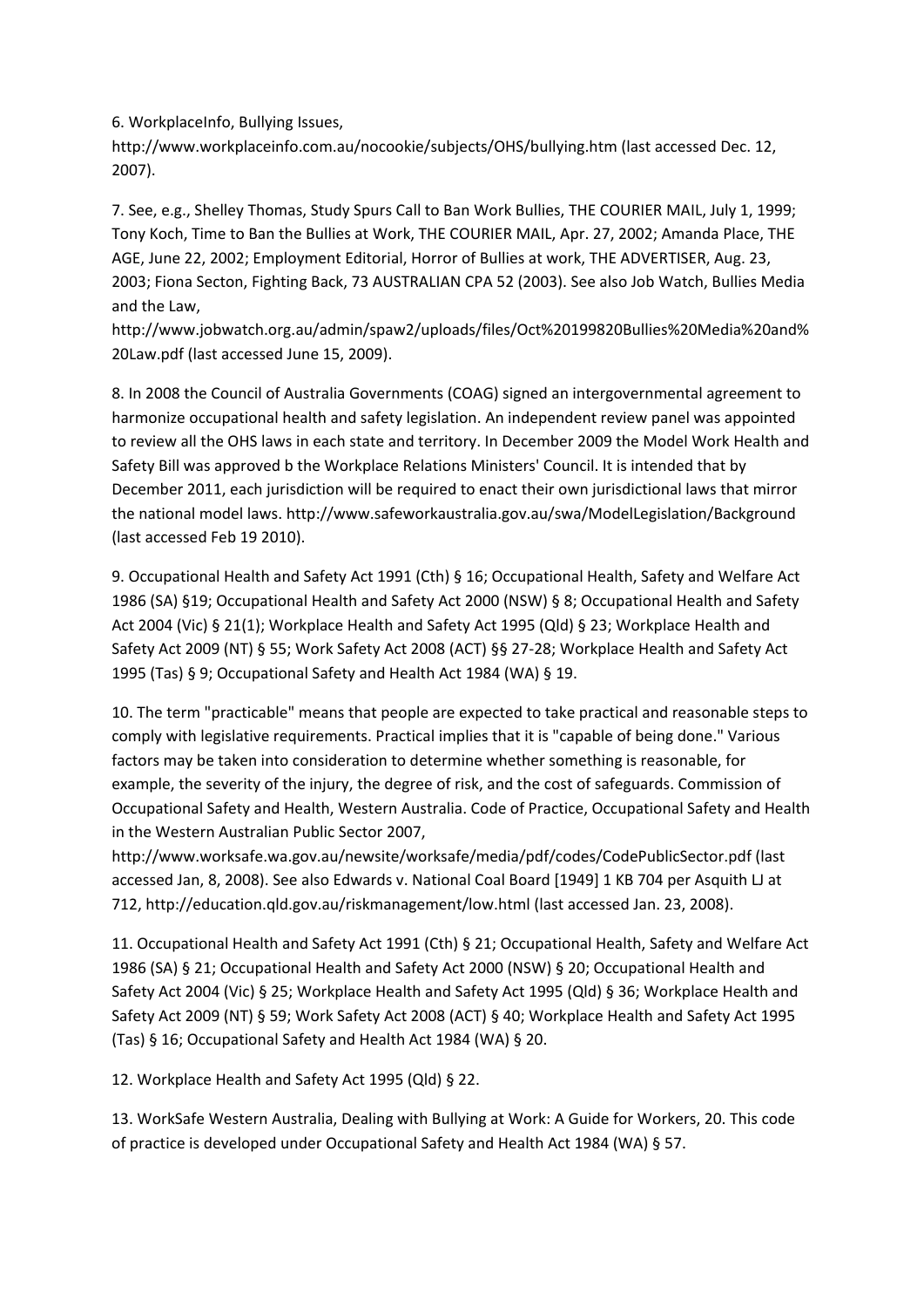6. WorkplaceInfo, Bullying Issues, http://www.workplaceinfo.com.au/nocookie/subjects/OHS/bullying.htm (last accessed Dec. 12, 2007).

7. See, e.g., Shelley Thomas, Study Spurs Call to Ban Work Bullies, THE COURIER MAIL, July 1, 1999; Tony Koch, Time to Ban the Bullies at Work, THE COURIER MAIL, Apr. 27, 2002; Amanda Place, THE AGE, June 22, 2002; Employment Editorial, Horror of Bullies at work, THE ADVERTISER, Aug. 23, 2003; Fiona Secton, Fighting Back, 73 AUSTRALIAN CPA 52 (2003). See also Job Watch, Bullies Media and the Law, http://www.jobwatch.org.au/admin/spaw2/uploads/files/Oct%20199820Bullies%20Media%20and%20Law.pdf (last accessed June 15, 2009).

8. In 2008 the Council of Australia Governments (COAG) signed an intergovernmental agreement to harmonize occupational health and safety legislation. An independent review panel was appointed to review all the OHS laws in each state and territory. In December 2009 the Model Work Health and Safety Bill was approved b the Workplace Relations Ministers' Council. It is intended that by December 2011, each jurisdiction will be required to enact their own jurisdictional laws that mirror the national model laws. http://www.safeworkaustralia.gov.au/swa/ModelLegislation/Background (last accessed Feb 19 2010).

9. Occupational Health and Safety Act 1991 (Cth) § 16; Occupational Health, Safety and Welfare Act 1986 (SA) §19; Occupational Health and Safety Act 2000 (NSW) § 8; Occupational Health and Safety Act 2004 (Vic) § 21(1); Workplace Health and Safety Act 1995 (Qld) § 23; Workplace Health and Safety Act 2009 (NT) § 55; Work Safety Act 2008 (ACT) §§ 27-28; Workplace Health and Safety Act 1995 (Tas) § 9; Occupational Safety and Health Act 1984 (WA) § 19.

10. The term "practicable" means that people are expected to take practical and reasonable steps to comply with legislative requirements. Practical implies that it is "capable of being done." Various factors may be taken into consideration to determine whether something is reasonable, for example, the severity of the injury, the degree of risk, and the cost of safeguards. Commission of Occupational Safety and Health, Western Australia. Code of Practice, Occupational Safety and Health in the Western Australian Public Sector 2007, http://www.worksafe.wa.gov.au/newsite/worksafe/media/pdf/codes/CodePublicSector.pdf (last accessed Jan, 8, 2008). See also Edwards v. National Coal Board [1949] 1 KB 704 per Asquith LJ at 712, http://education.qld.gov.au/riskmanagement/low.html (last accessed Jan. 23, 2008).

11. Occupational Health and Safety Act 1991 (Cth) § 21; Occupational Health, Safety and Welfare Act 1986 (SA) § 21; Occupational Health and Safety Act 2000 (NSW) § 20; Occupational Health and Safety Act 2004 (Vic) § 25; Workplace Health and Safety Act 1995 (Qld) § 36; Workplace Health and Safety Act 2009 (NT) § 59; Work Safety Act 2008 (ACT) § 40; Workplace Health and Safety Act 1995 (Tas) § 16; Occupational Safety and Health Act 1984 (WA) § 20.

12. Workplace Health and Safety Act 1995 (Qld) § 22.

13. WorkSafe Western Australia, Dealing with Bullying at Work: A Guide for Workers, 20. This code of practice is developed under Occupational Safety and Health Act 1984 (WA) § 57.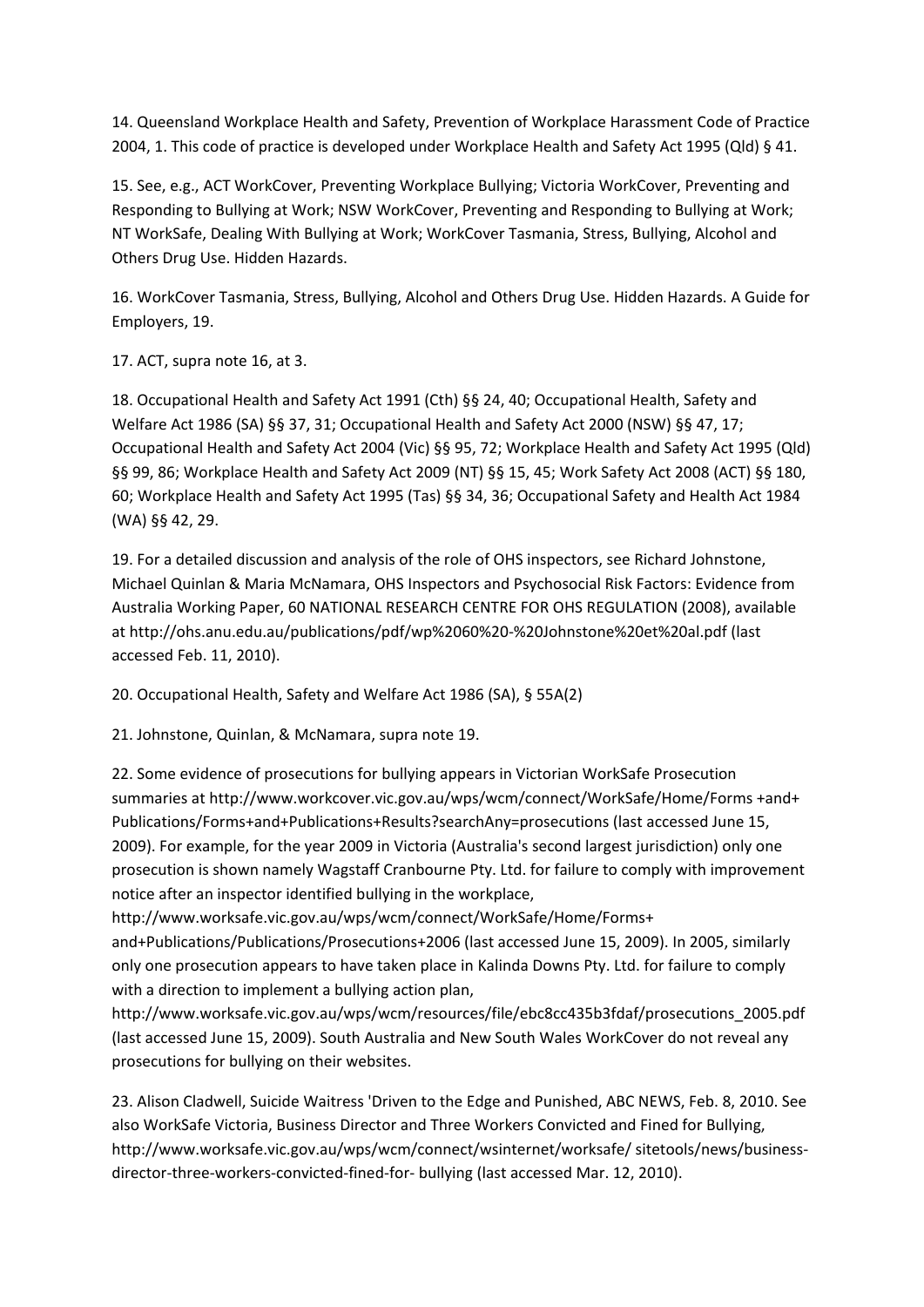14. Queensland Workplace Health and Safety, Prevention of Workplace Harassment Code of Practice 2004, 1. This code of practice is developed under Workplace Health and Safety Act 1995 (Qld) § 41.

15. See, e.g., ACT WorkCover, Preventing Workplace Bullying; Victoria WorkCover, Preventing and Responding to Bullying at Work; NSW WorkCover, Preventing and Responding to Bullying at Work; NT WorkSafe, Dealing With Bullying at Work; WorkCover Tasmania, Stress, Bullying, Alcohol and Others Drug Use. Hidden Hazards.

16. WorkCover Tasmania, Stress, Bullying, Alcohol and Others Drug Use. Hidden Hazards. A Guide for Employers, 19.

17. ACT, supra note 16, at 3.

18. Occupational Health and Safety Act 1991 (Cth) §§ 24, 40; Occupational Health, Safety and Welfare Act 1986 (SA) §§ 37, 31; Occupational Health and Safety Act 2000 (NSW) §§ 47, 17; Occupational Health and Safety Act 2004 (Vic) §§ 95, 72; Workplace Health and Safety Act 1995 (Qld) §§ 99, 86; Workplace Health and Safety Act 2009 (NT) §§ 15, 45; Work Safety Act 2008 (ACT) §§ 180, 60; Workplace Health and Safety Act 1995 (Tas) §§ 34, 36; Occupational Safety and Health Act 1984 (WA) §§ 42, 29.

19. For a detailed discussion and analysis of the role of OHS inspectors, see Richard Johnstone, Michael Quinlan & Maria McNamara, OHS Inspectors and Psychosocial Risk Factors: Evidence from Australia Working Paper, 60 NATIONAL RESEARCH CENTRE FOR OHS REGULATION (2008), available at http://ohs.anu.edu.au/publications/pdf/wp%2060%20-%20Johnstone%20et%20al.pdf (last accessed Feb. 11, 2010).

20. Occupational Health, Safety and Welfare Act 1986 (SA), § 55A(2)

21. Johnstone, Quinlan, & McNamara, supra note 19.

22. Some evidence of prosecutions for bullying appears in Victorian WorkSafe Prosecution summaries at http://www.workcover.vic.gov.au/wps/wcm/connect/WorkSafe/Home/Forms +and+ Publications/Forms+and+Publications+Results?searchAny=prosecutions (last accessed June 15, 2009). For example, for the year 2009 in Victoria (Australia's second largest jurisdiction) only one prosecution is shown namely Wagstaff Cranbourne Pty. Ltd. for failure to comply with improvement notice after an inspector identified bullying in the workplace, http://www.worksafe.vic.gov.au/wps/wcm/connect/WorkSafe/Home/Forms+ and+Publications/Publications/Prosecutions+2006 (last accessed June 15, 2009). In 2005, similarly only one prosecution appears to have taken place in Kalinda Downs Pty. Ltd. for failure to comply with a direction to implement a bullying action plan, http://www.worksafe.vic.gov.au/wps/wcm/resources/file/ebc8cc435b3fdaf/prosecutions_2005.pdf (last accessed June 15, 2009). South Australia and New South Wales WorkCover do not reveal any prosecutions for bullying on their websites.

23. Alison Cladwell, Suicide Waitress 'Driven to the Edge and Punished, ABC NEWS, Feb. 8, 2010. See also WorkSafe Victoria, Business Director and Three Workers Convicted and Fined for Bullying, http://www.worksafe.vic.gov.au/wps/wcm/connect/wsinternet/worksafe/ sitetools/news/business-director-three-workers-convicted-fined-for- bullying (last accessed Mar. 12, 2010).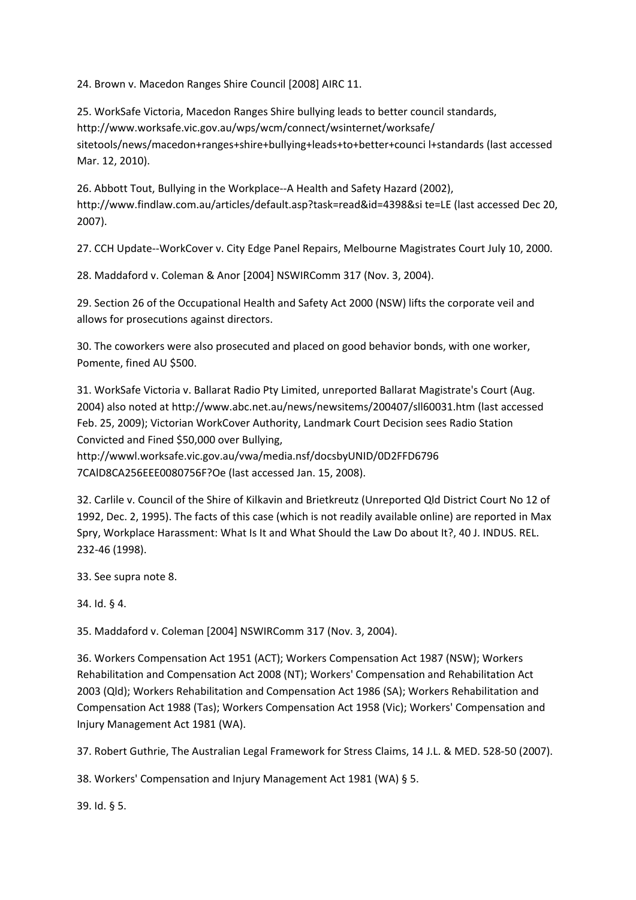24. Brown v. Macedon Ranges Shire Council [2008] AIRC 11.

25. WorkSafe Victoria, Macedon Ranges Shire bullying leads to better council standards, http://www.worksafe.vic.gov.au/wps/wcm/connect/wsinternet/worksafe/sitetools/news/macedon+ranges+shire+bullying+leads+to+better+counci l+standards (last accessed Mar. 12, 2010).

26. Abbott Tout, Bullying in the Workplace--A Health and Safety Hazard (2002), http://www.findlaw.com.au/articles/default.asp?task=read&id=4398&si te=LE (last accessed Dec 20, 2007).

27. CCH Update--WorkCover v. City Edge Panel Repairs, Melbourne Magistrates Court July 10, 2000.

28. Maddaford v. Coleman & Anor [2004] NSWIRComm 317 (Nov. 3, 2004).

29. Section 26 of the Occupational Health and Safety Act 2000 (NSW) lifts the corporate veil and allows for prosecutions against directors.

30. The coworkers were also prosecuted and placed on good behavior bonds, with one worker, Pomente, fined AU $500.

31. WorkSafe Victoria v. Ballarat Radio Pty Limited, unreported Ballarat Magistrate's Court (Aug. 2004) also noted at http://www.abc.net.au/news/newsitems/200407/sll60031.htm (last accessed Feb. 25, 2009); Victorian WorkCover Authority, Landmark Court Decision sees Radio Station Convicted and Fined $50,000 over Bullying, http://wwwl.worksafe.vic.gov.au/vwa/media.nsf/docsbyUNID/0D2FFD6796 7CAlD8CA256EEE0080756F?Oe (last accessed Jan. 15, 2008).

32. Carlile v. Council of the Shire of Kilkavin and Brietkreutz (Unreported Qld District Court No 12 of 1992, Dec. 2, 1995). The facts of this case (which is not readily available online) are reported in Max Spry, Workplace Harassment: What Is It and What Should the Law Do about It?, 40 J. INDUS. REL. 232-46 (1998).

33. See supra note 8.

34. Id. § 4.

35. Maddaford v. Coleman [2004] NSWIRComm 317 (Nov. 3, 2004).

36. Workers Compensation Act 1951 (ACT); Workers Compensation Act 1987 (NSW); Workers Rehabilitation and Compensation Act 2008 (NT); Workers' Compensation and Rehabilitation Act 2003 (Qld); Workers Rehabilitation and Compensation Act 1986 (SA); Workers Rehabilitation and Compensation Act 1988 (Tas); Workers Compensation Act 1958 (Vic); Workers' Compensation and Injury Management Act 1981 (WA).

37. Robert Guthrie, The Australian Legal Framework for Stress Claims, 14 J.L. & MED. 528-50 (2007).

38. Workers' Compensation and Injury Management Act 1981 (WA) § 5.

39. Id. § 5.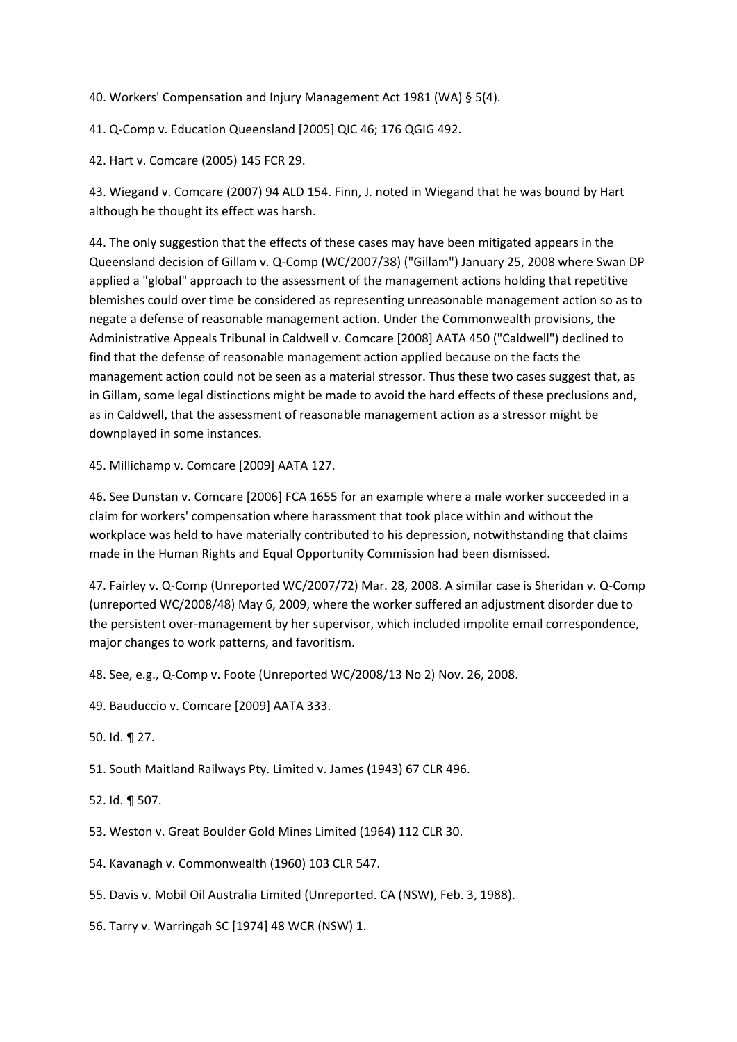40. Workers' Compensation and Injury Management Act 1981 (WA) § 5(4).

41. Q-Comp v. Education Queensland [2005] QIC 46; 176 QGIG 492.

42. Hart v. Comcare (2005) 145 FCR 29.

43. Wiegand v. Comcare (2007) 94 ALD 154. Finn, J. noted in Wiegand that he was bound by Hart although he thought its effect was harsh.

44. The only suggestion that the effects of these cases may have been mitigated appears in the Queensland decision of Gillam v. Q-Comp (WC/2007/38) ("Gillam") January 25, 2008 where Swan DP applied a "global" approach to the assessment of the management actions holding that repetitive blemishes could over time be considered as representing unreasonable management action so as to negate a defense of reasonable management action. Under the Commonwealth provisions, the Administrative Appeals Tribunal in Caldwell v. Comcare [2008] AATA 450 ("Caldwell") declined to find that the defense of reasonable management action applied because on the facts the management action could not be seen as a material stressor. Thus these two cases suggest that, as in Gillam, some legal distinctions might be made to avoid the hard effects of these preclusions and, as in Caldwell, that the assessment of reasonable management action as a stressor might be downplayed in some instances.

45. Millichamp v. Comcare [2009] AATA 127.

46. See Dunstan v. Comcare [2006] FCA 1655 for an example where a male worker succeeded in a claim for workers' compensation where harassment that took place within and without the workplace was held to have materially contributed to his depression, notwithstanding that claims made in the Human Rights and Equal Opportunity Commission had been dismissed.

47. Fairley v. Q-Comp (Unreported WC/2007/72) Mar. 28, 2008. A similar case is Sheridan v. Q-Comp (unreported WC/2008/48) May 6, 2009, where the worker suffered an adjustment disorder due to the persistent over-management by her supervisor, which included impolite email correspondence, major changes to work patterns, and favoritism.

48. See, e.g., Q-Comp v. Foote (Unreported WC/2008/13 No 2) Nov. 26, 2008.

49. Bauduccio v. Comcare [2009] AATA 333.

50. Id. ¶ 27.

51. South Maitland Railways Pty. Limited v. James (1943) 67 CLR 496.

52. Id. ¶ 507.

53. Weston v. Great Boulder Gold Mines Limited (1964) 112 CLR 30.

54. Kavanagh v. Commonwealth (1960) 103 CLR 547.

55. Davis v. Mobil Oil Australia Limited (Unreported. CA (NSW), Feb. 3, 1988).

56. Tarry v. Warringah SC [1974] 48 WCR (NSW) 1.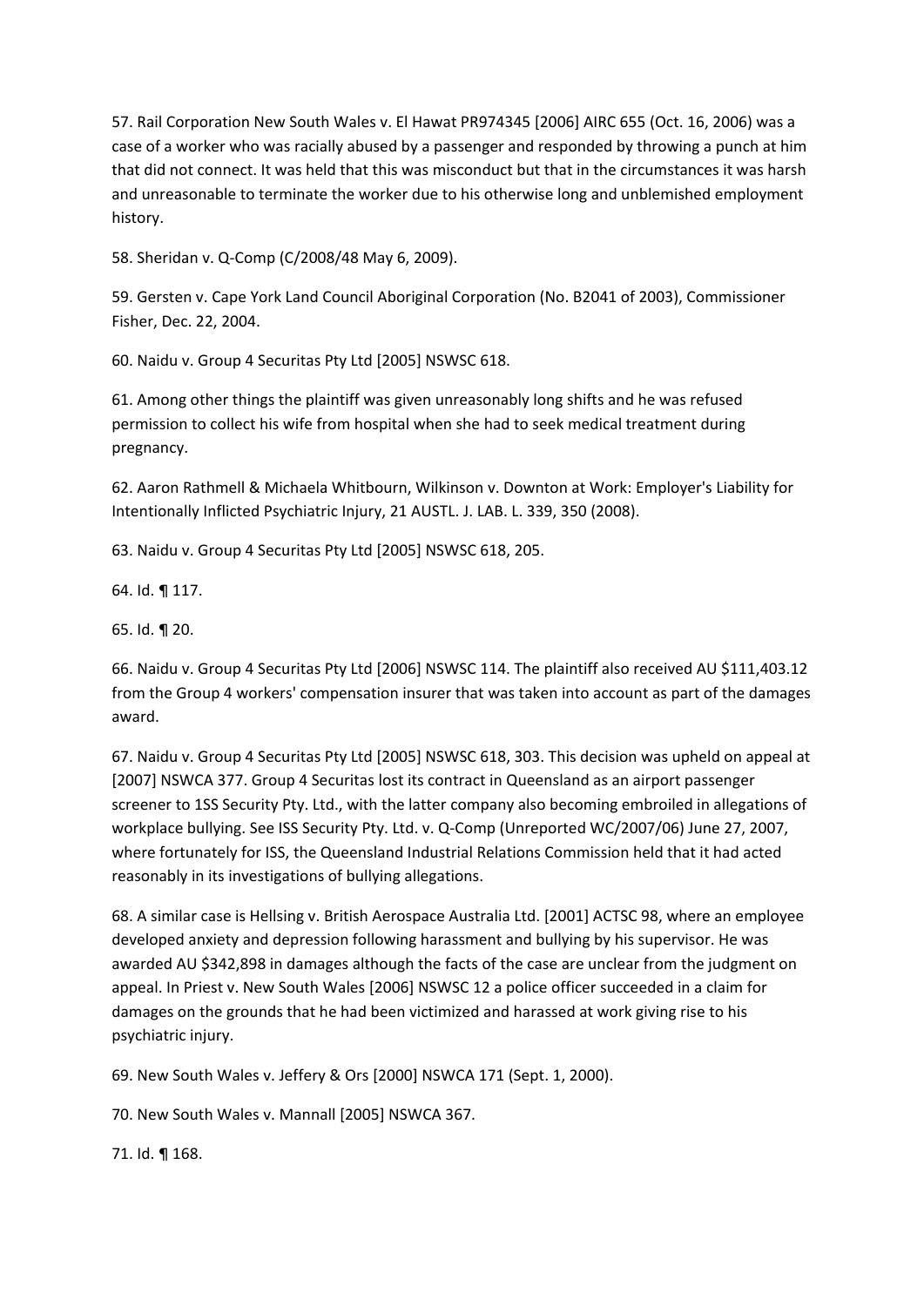57. Rail Corporation New South Wales v. El Hawat PR974345 [2006] AIRC 655 (Oct. 16, 2006) was a case of a worker who was racially abused by a passenger and responded by throwing a punch at him that did not connect. It was held that this was misconduct but that in the circumstances it was harsh and unreasonable to terminate the worker due to his otherwise long and unblemished employment history.

58. Sheridan v. Q-Comp (C/2008/48 May 6, 2009).

59. Gersten v. Cape York Land Council Aboriginal Corporation (No. B2041 of 2003), Commissioner Fisher, Dec. 22, 2004.

60. Naidu v. Group 4 Securitas Pty Ltd [2005] NSWSC 618.

61. Among other things the plaintiff was given unreasonably long shifts and he was refused permission to collect his wife from hospital when she had to seek medical treatment during pregnancy.

62. Aaron Rathmell & Michaela Whitbourn, Wilkinson v. Downton at Work: Employer's Liability for Intentionally Inflicted Psychiatric Injury, 21 AUSTL. J. LAB. L. 339, 350 (2008).

63. Naidu v. Group 4 Securitas Pty Ltd [2005] NSWSC 618, 205.

64. Id. ¶ 117.

65. Id. ¶ 20.

66. Naidu v. Group 4 Securitas Pty Ltd [2006] NSWSC 114. The plaintiff also received AU $111,403.12 from the Group 4 workers' compensation insurer that was taken into account as part of the damages award.

67. Naidu v. Group 4 Securitas Pty Ltd [2005] NSWSC 618, 303. This decision was upheld on appeal at [2007] NSWCA 377. Group 4 Securitas lost its contract in Queensland as an airport passenger screener to 1SS Security Pty. Ltd., with the latter company also becoming embroiled in allegations of workplace bullying. See ISS Security Pty. Ltd. v. Q-Comp (Unreported WC/2007/06) June 27, 2007, where fortunately for ISS, the Queensland Industrial Relations Commission held that it had acted reasonably in its investigations of bullying allegations.

68. A similar case is Hellsing v. British Aerospace Australia Ltd. [2001] ACTSC 98, where an employee developed anxiety and depression following harassment and bullying by his supervisor. He was awarded AU $342,898 in damages although the facts of the case are unclear from the judgment on appeal. In Priest v. New South Wales [2006] NSWSC 12 a police officer succeeded in a claim for damages on the grounds that he had been victimized and harassed at work giving rise to his psychiatric injury.

69. New South Wales v. Jeffery & Ors [2000] NSWCA 171 (Sept. 1, 2000).

70. New South Wales v. Mannall [2005] NSWCA 367.

71. Id. ¶ 168.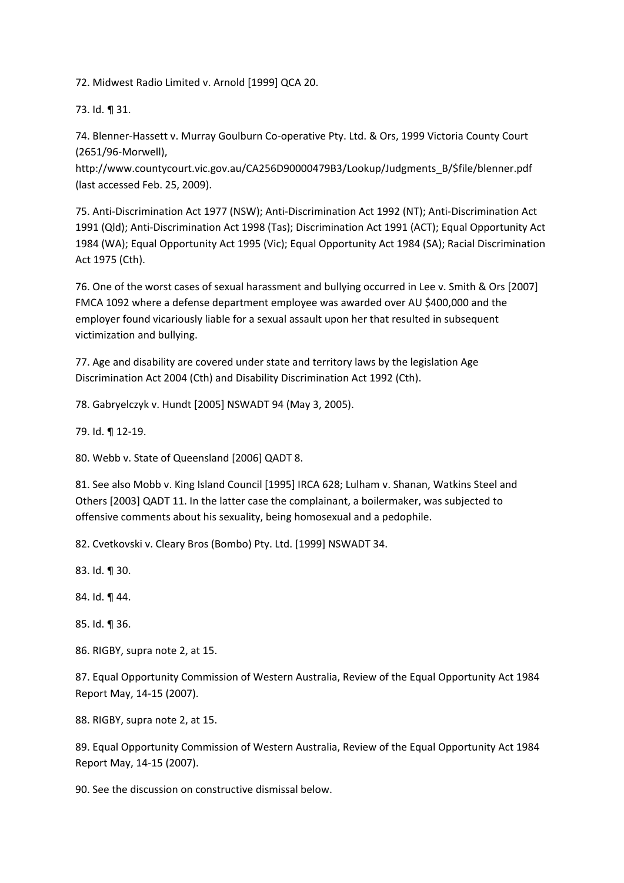72. Midwest Radio Limited v. Arnold [1999] QCA 20.

73. Id. ¶ 31.

74. Blenner-Hassett v. Murray Goulburn Co-operative Pty. Ltd. & Ors, 1999 Victoria County Court (2651/96-Morwell), http://www.countycourt.vic.gov.au/CA256D90000479B3/Lookup/Judgments_B/$file/blenner.pdf (last accessed Feb. 25, 2009).

75. Anti-Discrimination Act 1977 (NSW); Anti-Discrimination Act 1992 (NT); Anti-Discrimination Act 1991 (Qld); Anti-Discrimination Act 1998 (Tas); Discrimination Act 1991 (ACT); Equal Opportunity Act 1984 (WA); Equal Opportunity Act 1995 (Vic); Equal Opportunity Act 1984 (SA); Racial Discrimination Act 1975 (Cth).

76. One of the worst cases of sexual harassment and bullying occurred in Lee v. Smith & Ors [2007] FMCA 1092 where a defense department employee was awarded over AU $400,000 and the employer found vicariously liable for a sexual assault upon her that resulted in subsequent victimization and bullying.

77. Age and disability are covered under state and territory laws by the legislation Age Discrimination Act 2004 (Cth) and Disability Discrimination Act 1992 (Cth).

78. Gabryelczyk v. Hundt [2005] NSWADT 94 (May 3, 2005).

79. Id. ¶ 12-19.

80. Webb v. State of Queensland [2006] QADT 8.

81. See also Mobb v. King Island Council [1995] IRCA 628; Lulham v. Shanan, Watkins Steel and Others [2003] QADT 11. In the latter case the complainant, a boilermaker, was subjected to offensive comments about his sexuality, being homosexual and a pedophile.

82. Cvetkovski v. Cleary Bros (Bombo) Pty. Ltd. [1999] NSWADT 34.

83. Id. ¶ 30.

84. Id. ¶ 44.

85. Id. ¶ 36.

86. RIGBY, supra note 2, at 15.

87. Equal Opportunity Commission of Western Australia, Review of the Equal Opportunity Act 1984 Report May, 14-15 (2007).

88. RIGBY, supra note 2, at 15.

89. Equal Opportunity Commission of Western Australia, Review of the Equal Opportunity Act 1984 Report May, 14-15 (2007).

90. See the discussion on constructive dismissal below.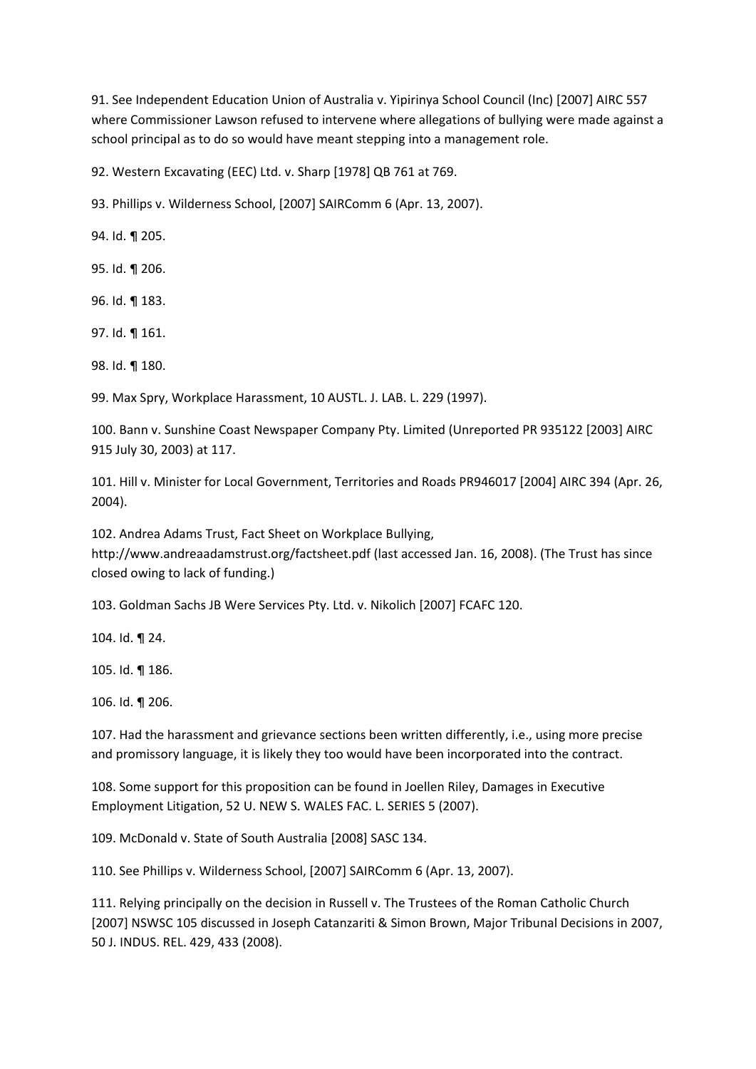91. See Independent Education Union of Australia v. Yipirinya School Council (Inc) [2007] AIRC 557 where Commissioner Lawson refused to intervene where allegations of bullying were made against a school principal as to do so would have meant stepping into a management role.

92. Western Excavating (EEC) Ltd. v. Sharp [1978] QB 761 at 769.

93. Phillips v. Wilderness School, [2007] SAIRComm 6 (Apr. 13, 2007).

94. Id. ¶ 205.

95. Id. ¶ 206.

96. Id. ¶ 183.

97. Id. ¶ 161.

98. Id. ¶ 180.

99. Max Spry, Workplace Harassment, 10 AUSTL. J. LAB. L. 229 (1997).

100. Bann v. Sunshine Coast Newspaper Company Pty. Limited (Unreported PR 935122 [2003] AIRC 915 July 30, 2003) at 117.

101. Hill v. Minister for Local Government, Territories and Roads PR946017 [2004] AIRC 394 (Apr. 26, 2004).

102. Andrea Adams Trust, Fact Sheet on Workplace Bullying, http://www.andreaadamstrust.org/factsheet.pdf (last accessed Jan. 16, 2008). (The Trust has since closed owing to lack of funding.)

103. Goldman Sachs JB Were Services Pty. Ltd. v. Nikolich [2007] FCAFC 120.

104. Id. ¶ 24.

105. Id. ¶ 186.

106. Id. ¶ 206.

107. Had the harassment and grievance sections been written differently, i.e., using more precise and promissory language, it is likely they too would have been incorporated into the contract.

108. Some support for this proposition can be found in Joellen Riley, Damages in Executive Employment Litigation, 52 U. NEW S. WALES FAC. L. SERIES 5 (2007).

109. McDonald v. State of South Australia [2008] SASC 134.

110. See Phillips v. Wilderness School, [2007] SAIRComm 6 (Apr. 13, 2007).

111. Relying principally on the decision in Russell v. The Trustees of the Roman Catholic Church [2007] NSWSC 105 discussed in Joseph Catanzariti & Simon Brown, Major Tribunal Decisions in 2007, 50 J. INDUS. REL. 429, 433 (2008).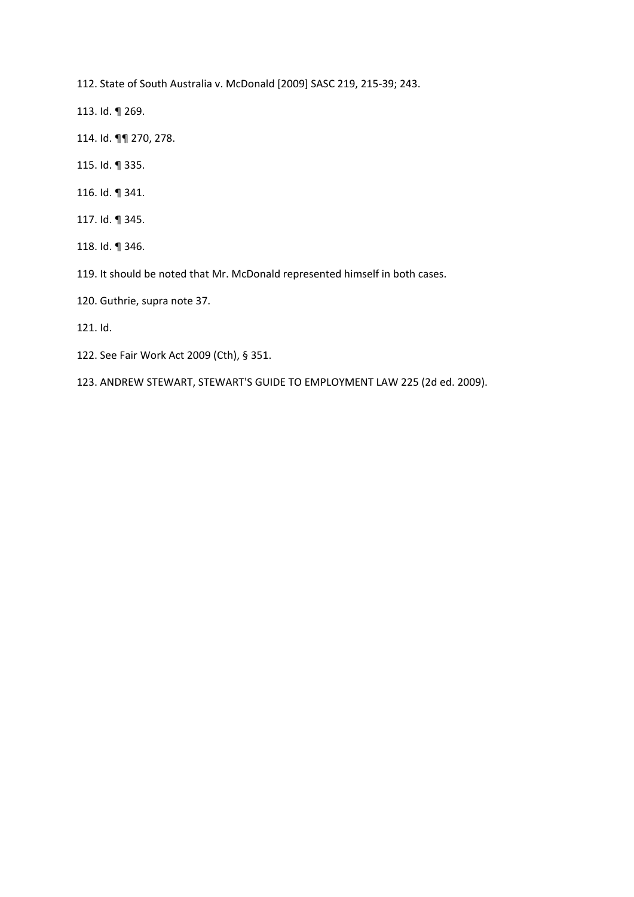112. State of South Australia v. McDonald [2009] SASC 219, 215-39; 243.

113. Id. ¶ 269.

114. Id. ¶¶ 270, 278.

115. Id. ¶ 335.

116. Id. ¶ 341.

117. Id. ¶ 345.

118. Id. ¶ 346.

119. It should be noted that Mr. McDonald represented himself in both cases.

120. Guthrie, supra note 37.

121. Id.

122. See Fair Work Act 2009 (Cth), § 351.

123. ANDREW STEWART, STEWART'S GUIDE TO EMPLOYMENT LAW 225 (2d ed. 2009).